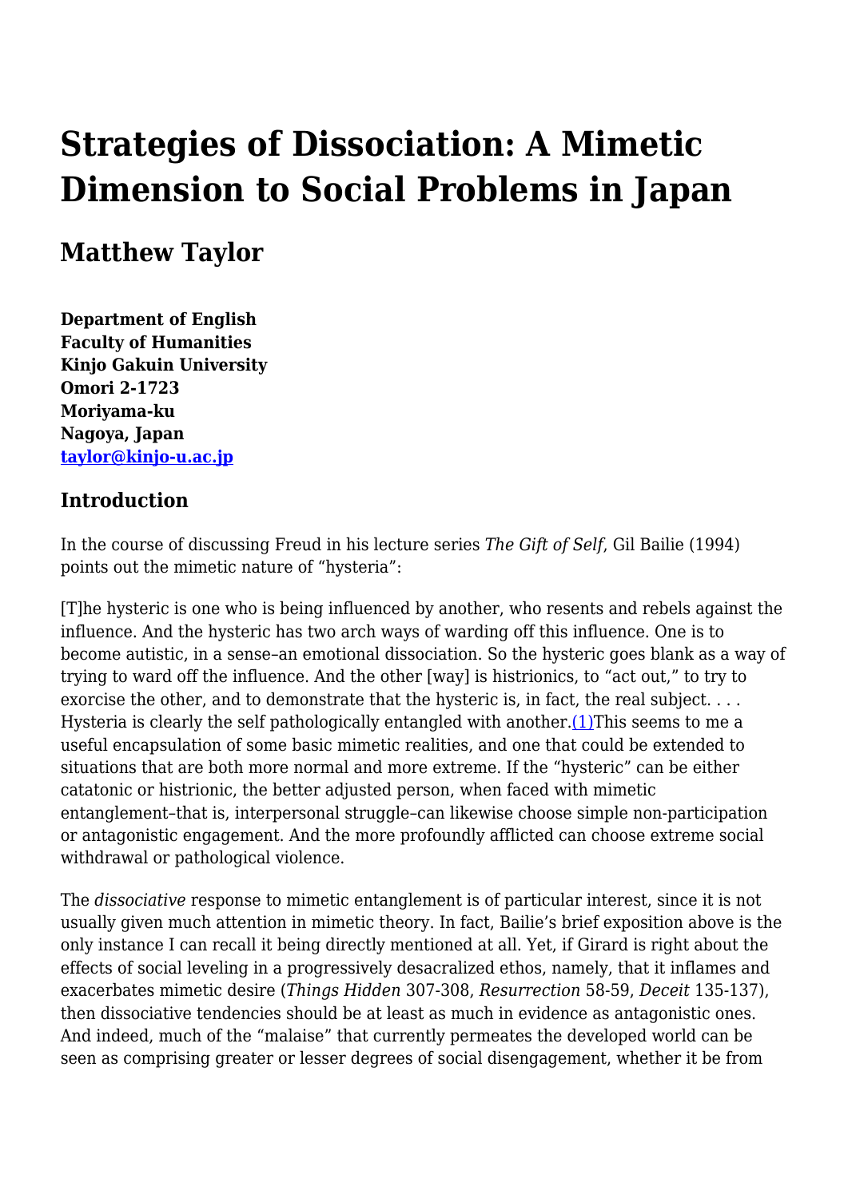# Strategies of Dissociation: A Mimetic Dimension to Social Problems in Japan

## Matthew Taylor

**Department of English**
**Faculty of Humanities**
**Kinjo Gakuin University**
**Omori 2-1723**
**Moriyama-ku**
**Nagoya, Japan**
**taylor@kinjo-u.ac.jp**

### Introduction

In the course of discussing Freud in his lecture series *The Gift of Self,* Gil Bailie (1994) points out the mimetic nature of "hysteria":

[T]he hysteric is one who is being influenced by another, who resents and rebels against the influence. And the hysteric has two arch ways of warding off this influence. One is to become autistic, in a sense–an emotional dissociation. So the hysteric goes blank as a way of trying to ward off the influence. And the other [way] is histrionics, to "act out," to try to exorcise the other, and to demonstrate that the hysteric is, in fact, the real subject. . . . Hysteria is clearly the self pathologically entangled with another.(1)This seems to me a useful encapsulation of some basic mimetic realities, and one that could be extended to situations that are both more normal and more extreme. If the "hysteric" can be either catatonic or histrionic, the better adjusted person, when faced with mimetic entanglement–that is, interpersonal struggle–can likewise choose simple non-participation or antagonistic engagement. And the more profoundly afflicted can choose extreme social withdrawal or pathological violence.

The *dissociative* response to mimetic entanglement is of particular interest, since it is not usually given much attention in mimetic theory. In fact, Bailie's brief exposition above is the only instance I can recall it being directly mentioned at all. Yet, if Girard is right about the effects of social leveling in a progressively desacralized ethos, namely, that it inflames and exacerbates mimetic desire (*Things Hidden* 307-308, *Resurrection* 58-59, *Deceit* 135-137), then dissociative tendencies should be at least as much in evidence as antagonistic ones. And indeed, much of the "malaise" that currently permeates the developed world can be seen as comprising greater or lesser degrees of social disengagement, whether it be from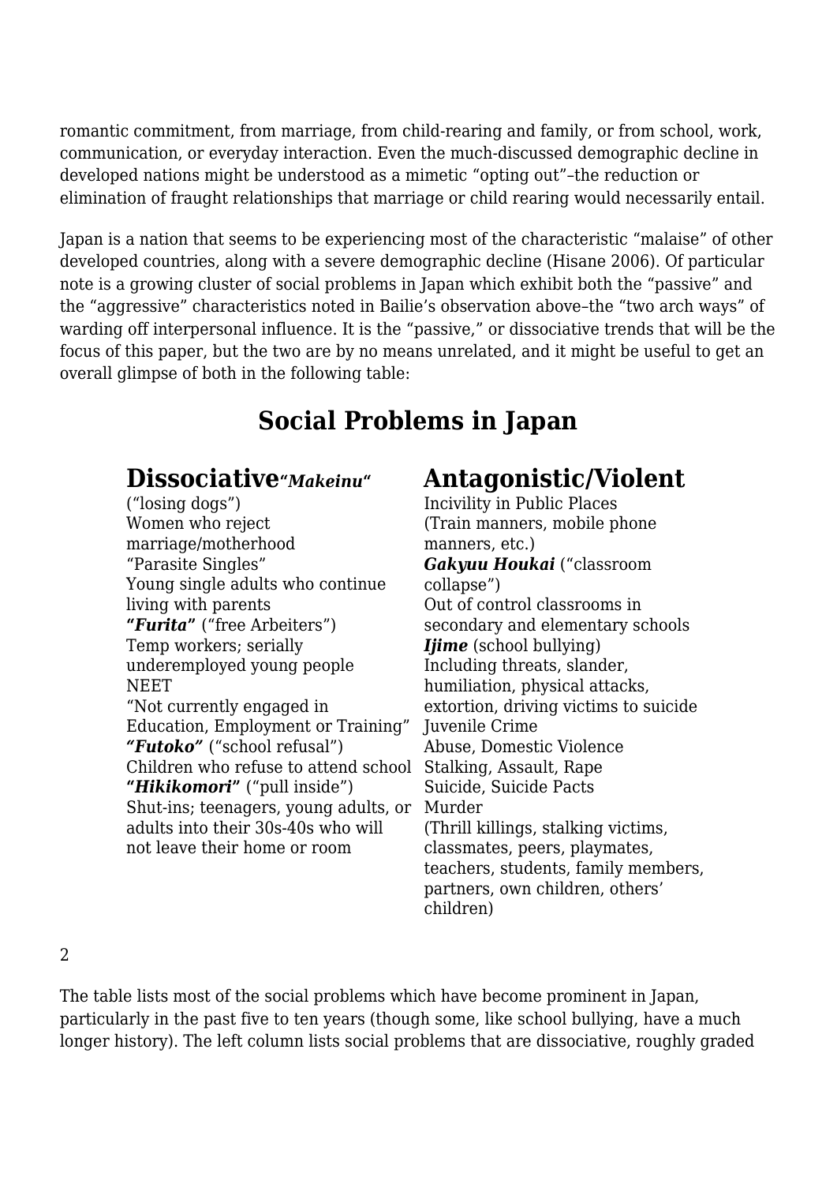romantic commitment, from marriage, from child-rearing and family, or from school, work, communication, or everyday interaction. Even the much-discussed demographic decline in developed nations might be understood as a mimetic "opting out"–the reduction or elimination of fraught relationships that marriage or child rearing would necessarily entail.

Japan is a nation that seems to be experiencing most of the characteristic "malaise" of other developed countries, along with a severe demographic decline (Hisane 2006). Of particular note is a growing cluster of social problems in Japan which exhibit both the "passive" and the "aggressive" characteristics noted in Bailie's observation above–the "two arch ways" of warding off interpersonal influence. It is the "passive," or dissociative trends that will be the focus of this paper, but the two are by no means unrelated, and it might be useful to get an overall glimpse of both in the following table:

## Social Problems in Japan

| **Dissociative** | **Antagonistic/Violent** |
| --- | --- |
| ***"Makeinu"*** ("losing dogs") Women who reject marriage/motherhood | Incivility in Public Places (Train manners, mobile phone manners, etc.) |
| "Parasite Singles" Young single adults who continue living with parents | ***Gakyuu Houkai*** ("classroom collapse") Out of control classrooms in secondary and elementary schools |
| ***"Furita"*** ("free Arbeiters") Temp workers; serially underemployed young people | ***Ijime*** (school bullying) Including threats, slander, humiliation, physical attacks, extortion, driving victims to suicide |
| NEET "Not currently engaged in Education, Employment or Training" | Juvenile Crime |
| ***"Futoko"*** ("school refusal") Children who refuse to attend school | Abuse, Domestic Violence |
| ***"Hikikomori"*** ("pull inside") Shut-ins; teenagers, young adults, or adults into their 30s-40s who will not leave their home or room | Stalking, Assault, Rape |
| | Suicide, Suicide Pacts |
| | Murder (Thrill killings, stalking victims, classmates, peers, playmates, teachers, students, family members, partners, own children, others' children) |

The table lists most of the social problems which have become prominent in Japan, particularly in the past five to ten years (though some, like school bullying, have a much longer history). The left column lists social problems that are dissociative, roughly graded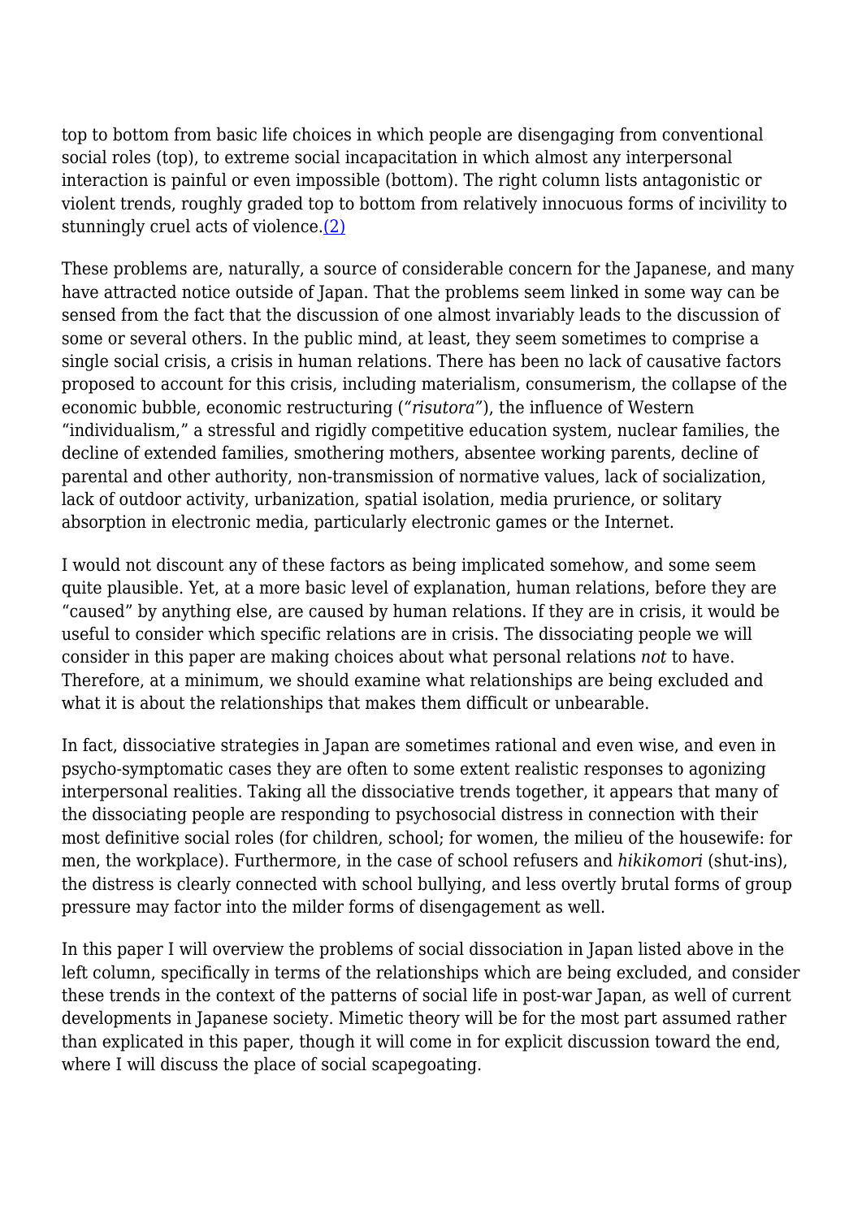top to bottom from basic life choices in which people are disengaging from conventional social roles (top), to extreme social incapacitation in which almost any interpersonal interaction is painful or even impossible (bottom). The right column lists antagonistic or violent trends, roughly graded top to bottom from relatively innocuous forms of incivility to stunningly cruel acts of violence.(2)

These problems are, naturally, a source of considerable concern for the Japanese, and many have attracted notice outside of Japan. That the problems seem linked in some way can be sensed from the fact that the discussion of one almost invariably leads to the discussion of some or several others. In the public mind, at least, they seem sometimes to comprise a single social crisis, a crisis in human relations. There has been no lack of causative factors proposed to account for this crisis, including materialism, consumerism, the collapse of the economic bubble, economic restructuring (*"risutora"*), the influence of Western "individualism," a stressful and rigidly competitive education system, nuclear families, the decline of extended families, smothering mothers, absentee working parents, decline of parental and other authority, non-transmission of normative values, lack of socialization, lack of outdoor activity, urbanization, spatial isolation, media prurience, or solitary absorption in electronic media, particularly electronic games or the Internet.

I would not discount any of these factors as being implicated somehow, and some seem quite plausible. Yet, at a more basic level of explanation, human relations, before they are "caused" by anything else, are caused by human relations. If they are in crisis, it would be useful to consider which specific relations are in crisis. The dissociating people we will consider in this paper are making choices about what personal relations *not* to have. Therefore, at a minimum, we should examine what relationships are being excluded and what it is about the relationships that makes them difficult or unbearable.

In fact, dissociative strategies in Japan are sometimes rational and even wise, and even in psycho-symptomatic cases they are often to some extent realistic responses to agonizing interpersonal realities. Taking all the dissociative trends together, it appears that many of the dissociating people are responding to psychosocial distress in connection with their most definitive social roles (for children, school; for women, the milieu of the housewife: for men, the workplace). Furthermore, in the case of school refusers and *hikikomori* (shut-ins), the distress is clearly connected with school bullying, and less overtly brutal forms of group pressure may factor into the milder forms of disengagement as well.

In this paper I will overview the problems of social dissociation in Japan listed above in the left column, specifically in terms of the relationships which are being excluded, and consider these trends in the context of the patterns of social life in post-war Japan, as well of current developments in Japanese society. Mimetic theory will be for the most part assumed rather than explicated in this paper, though it will come in for explicit discussion toward the end, where I will discuss the place of social scapegoating.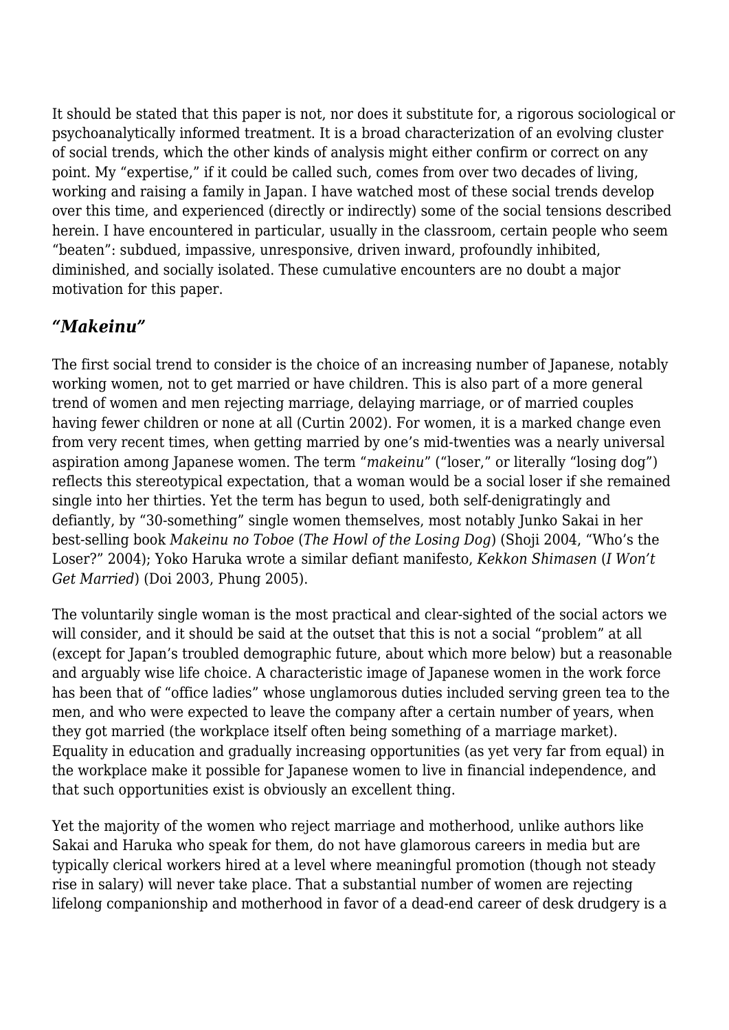It should be stated that this paper is not, nor does it substitute for, a rigorous sociological or psychoanalytically informed treatment. It is a broad characterization of an evolving cluster of social trends, which the other kinds of analysis might either confirm or correct on any point. My "expertise," if it could be called such, comes from over two decades of living, working and raising a family in Japan. I have watched most of these social trends develop over this time, and experienced (directly or indirectly) some of the social tensions described herein. I have encountered in particular, usually in the classroom, certain people who seem "beaten": subdued, impassive, unresponsive, driven inward, profoundly inhibited, diminished, and socially isolated. These cumulative encounters are no doubt a major motivation for this paper.

## *"Makeinu"*

The first social trend to consider is the choice of an increasing number of Japanese, notably working women, not to get married or have children. This is also part of a more general trend of women and men rejecting marriage, delaying marriage, or of married couples having fewer children or none at all (Curtin 2002). For women, it is a marked change even from very recent times, when getting married by one's mid-twenties was a nearly universal aspiration among Japanese women. The term "*makeinu*" ("loser," or literally "losing dog") reflects this stereotypical expectation, that a woman would be a social loser if she remained single into her thirties. Yet the term has begun to used, both self-denigratingly and defiantly, by "30-something" single women themselves, most notably Junko Sakai in her best-selling book *Makeinu no Toboe* (*The Howl of the Losing Dog*) (Shoji 2004, "Who's the Loser?" 2004); Yoko Haruka wrote a similar defiant manifesto, *Kekkon Shimasen* (*I Won't Get Married*) (Doi 2003, Phung 2005).

The voluntarily single woman is the most practical and clear-sighted of the social actors we will consider, and it should be said at the outset that this is not a social "problem" at all (except for Japan's troubled demographic future, about which more below) but a reasonable and arguably wise life choice. A characteristic image of Japanese women in the work force has been that of "office ladies" whose unglamorous duties included serving green tea to the men, and who were expected to leave the company after a certain number of years, when they got married (the workplace itself often being something of a marriage market). Equality in education and gradually increasing opportunities (as yet very far from equal) in the workplace make it possible for Japanese women to live in financial independence, and that such opportunities exist is obviously an excellent thing.

Yet the majority of the women who reject marriage and motherhood, unlike authors like Sakai and Haruka who speak for them, do not have glamorous careers in media but are typically clerical workers hired at a level where meaningful promotion (though not steady rise in salary) will never take place. That a substantial number of women are rejecting lifelong companionship and motherhood in favor of a dead-end career of desk drudgery is a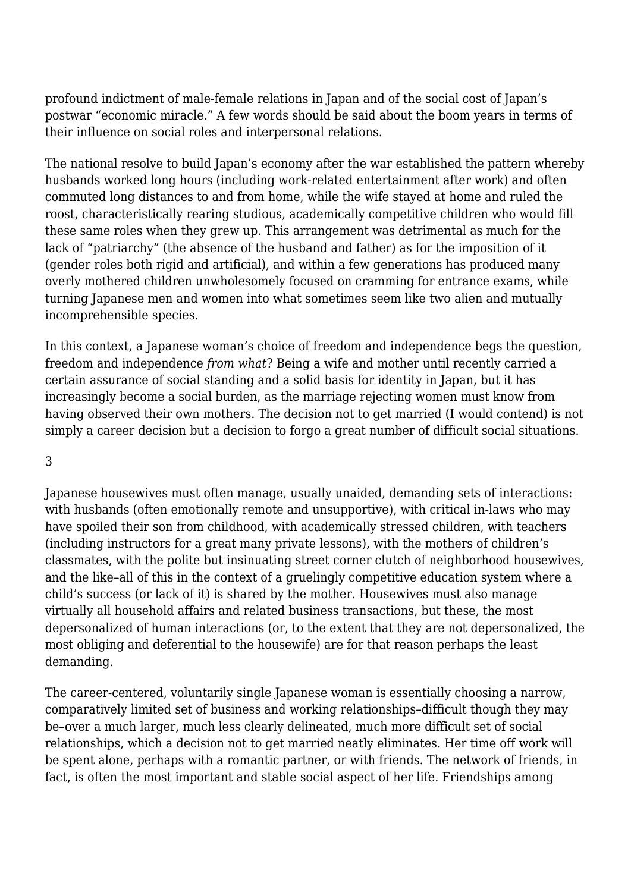profound indictment of male-female relations in Japan and of the social cost of Japan's postwar "economic miracle." A few words should be said about the boom years in terms of their influence on social roles and interpersonal relations.

The national resolve to build Japan's economy after the war established the pattern whereby husbands worked long hours (including work-related entertainment after work) and often commuted long distances to and from home, while the wife stayed at home and ruled the roost, characteristically rearing studious, academically competitive children who would fill these same roles when they grew up. This arrangement was detrimental as much for the lack of "patriarchy" (the absence of the husband and father) as for the imposition of it (gender roles both rigid and artificial), and within a few generations has produced many overly mothered children unwholesomely focused on cramming for entrance exams, while turning Japanese men and women into what sometimes seem like two alien and mutually incomprehensible species.

In this context, a Japanese woman's choice of freedom and independence begs the question, freedom and independence *from what*? Being a wife and mother until recently carried a certain assurance of social standing and a solid basis for identity in Japan, but it has increasingly become a social burden, as the marriage rejecting women must know from having observed their own mothers. The decision not to get married (I would contend) is not simply a career decision but a decision to forgo a great number of difficult social situations.

## 3

Japanese housewives must often manage, usually unaided, demanding sets of interactions: with husbands (often emotionally remote and unsupportive), with critical in-laws who may have spoiled their son from childhood, with academically stressed children, with teachers (including instructors for a great many private lessons), with the mothers of children's classmates, with the polite but insinuating street corner clutch of neighborhood housewives, and the like–all of this in the context of a gruelingly competitive education system where a child's success (or lack of it) is shared by the mother. Housewives must also manage virtually all household affairs and related business transactions, but these, the most depersonalized of human interactions (or, to the extent that they are not depersonalized, the most obliging and deferential to the housewife) are for that reason perhaps the least demanding.

The career-centered, voluntarily single Japanese woman is essentially choosing a narrow, comparatively limited set of business and working relationships–difficult though they may be–over a much larger, much less clearly delineated, much more difficult set of social relationships, which a decision not to get married neatly eliminates. Her time off work will be spent alone, perhaps with a romantic partner, or with friends. The network of friends, in fact, is often the most important and stable social aspect of her life. Friendships among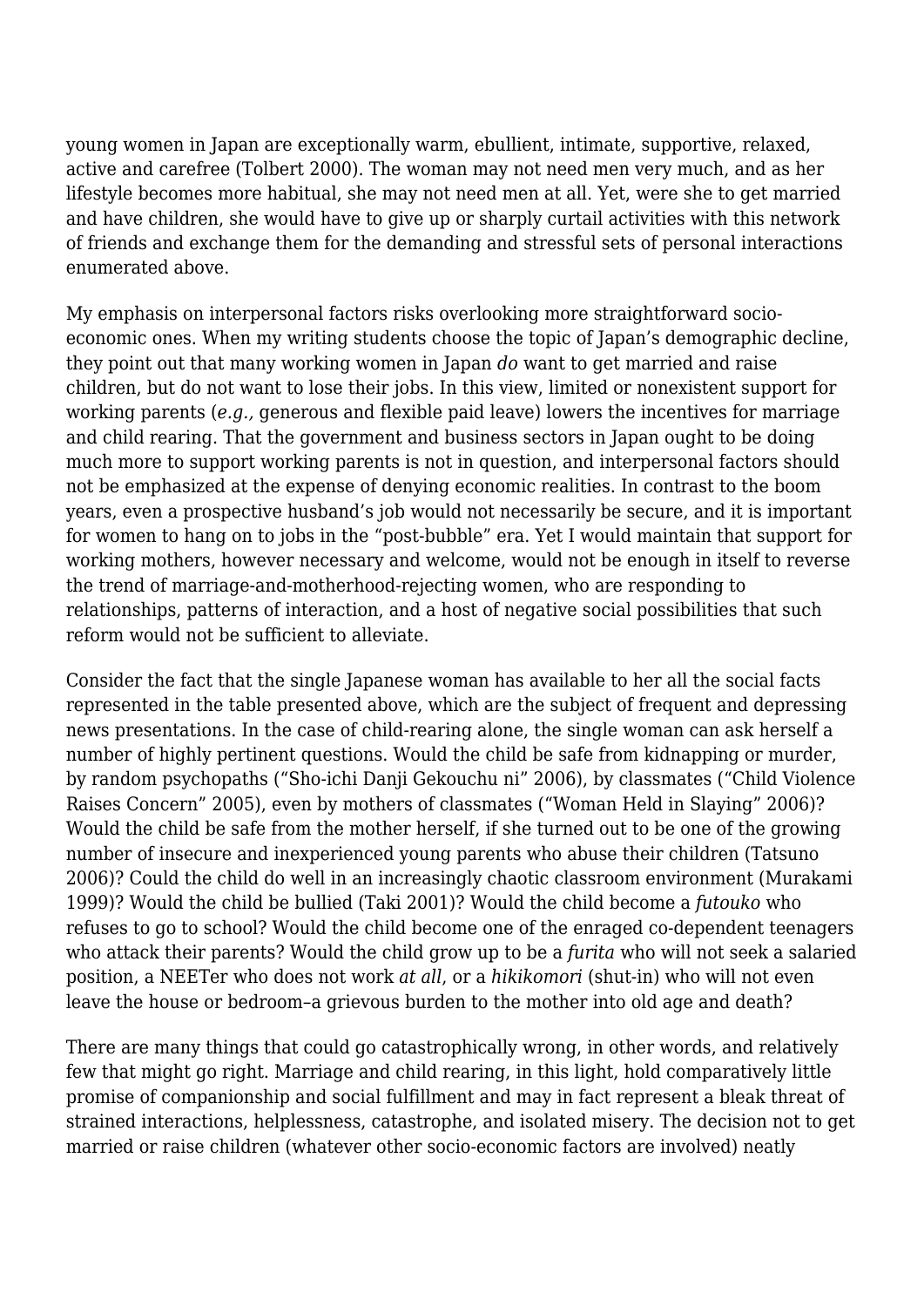young women in Japan are exceptionally warm, ebullient, intimate, supportive, relaxed, active and carefree (Tolbert 2000). The woman may not need men very much, and as her lifestyle becomes more habitual, she may not need men at all. Yet, were she to get married and have children, she would have to give up or sharply curtail activities with this network of friends and exchange them for the demanding and stressful sets of personal interactions enumerated above.

My emphasis on interpersonal factors risks overlooking more straightforward socio-economic ones. When my writing students choose the topic of Japan's demographic decline, they point out that many working women in Japan *do* want to get married and raise children, but do not want to lose their jobs. In this view, limited or nonexistent support for working parents (*e.g.,* generous and flexible paid leave) lowers the incentives for marriage and child rearing. That the government and business sectors in Japan ought to be doing much more to support working parents is not in question, and interpersonal factors should not be emphasized at the expense of denying economic realities. In contrast to the boom years, even a prospective husband's job would not necessarily be secure, and it is important for women to hang on to jobs in the "post-bubble" era. Yet I would maintain that support for working mothers, however necessary and welcome, would not be enough in itself to reverse the trend of marriage-and-motherhood-rejecting women, who are responding to relationships, patterns of interaction, and a host of negative social possibilities that such reform would not be sufficient to alleviate.

Consider the fact that the single Japanese woman has available to her all the social facts represented in the table presented above, which are the subject of frequent and depressing news presentations. In the case of child-rearing alone, the single woman can ask herself a number of highly pertinent questions. Would the child be safe from kidnapping or murder, by random psychopaths ("Sho-ichi Danji Gekouchu ni" 2006), by classmates ("Child Violence Raises Concern" 2005), even by mothers of classmates ("Woman Held in Slaying" 2006)? Would the child be safe from the mother herself, if she turned out to be one of the growing number of insecure and inexperienced young parents who abuse their children (Tatsuno 2006)? Could the child do well in an increasingly chaotic classroom environment (Murakami 1999)? Would the child be bullied (Taki 2001)? Would the child become a *futouko* who refuses to go to school? Would the child become one of the enraged co-dependent teenagers who attack their parents? Would the child grow up to be a *furita* who will not seek a salaried position, a NEETer who does not work *at all*, or a *hikikomori* (shut-in) who will not even leave the house or bedroom–a grievous burden to the mother into old age and death?

There are many things that could go catastrophically wrong, in other words, and relatively few that might go right. Marriage and child rearing, in this light, hold comparatively little promise of companionship and social fulfillment and may in fact represent a bleak threat of strained interactions, helplessness, catastrophe, and isolated misery. The decision not to get married or raise children (whatever other socio-economic factors are involved) neatly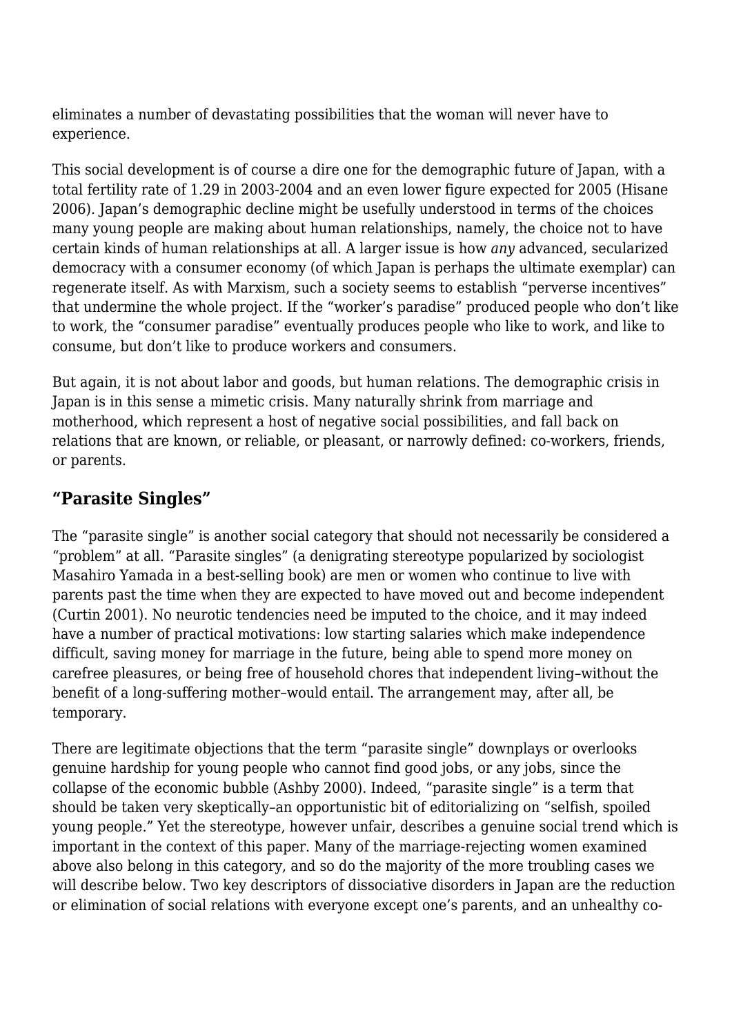eliminates a number of devastating possibilities that the woman will never have to experience.

This social development is of course a dire one for the demographic future of Japan, with a total fertility rate of 1.29 in 2003-2004 and an even lower figure expected for 2005 (Hisane 2006). Japan's demographic decline might be usefully understood in terms of the choices many young people are making about human relationships, namely, the choice not to have certain kinds of human relationships at all. A larger issue is how *any* advanced, secularized democracy with a consumer economy (of which Japan is perhaps the ultimate exemplar) can regenerate itself. As with Marxism, such a society seems to establish "perverse incentives" that undermine the whole project. If the "worker's paradise" produced people who don't like to work, the "consumer paradise" eventually produces people who like to work, and like to consume, but don't like to produce workers and consumers.

But again, it is not about labor and goods, but human relations. The demographic crisis in Japan is in this sense a mimetic crisis. Many naturally shrink from marriage and motherhood, which represent a host of negative social possibilities, and fall back on relations that are known, or reliable, or pleasant, or narrowly defined: co-workers, friends, or parents.

## "Parasite Singles"

The "parasite single" is another social category that should not necessarily be considered a "problem" at all. "Parasite singles" (a denigrating stereotype popularized by sociologist Masahiro Yamada in a best-selling book) are men or women who continue to live with parents past the time when they are expected to have moved out and become independent (Curtin 2001). No neurotic tendencies need be imputed to the choice, and it may indeed have a number of practical motivations: low starting salaries which make independence difficult, saving money for marriage in the future, being able to spend more money on carefree pleasures, or being free of household chores that independent living–without the benefit of a long-suffering mother–would entail. The arrangement may, after all, be temporary.

There are legitimate objections that the term "parasite single" downplays or overlooks genuine hardship for young people who cannot find good jobs, or any jobs, since the collapse of the economic bubble (Ashby 2000). Indeed, "parasite single" is a term that should be taken very skeptically–an opportunistic bit of editorializing on "selfish, spoiled young people." Yet the stereotype, however unfair, describes a genuine social trend which is important in the context of this paper. Many of the marriage-rejecting women examined above also belong in this category, and so do the majority of the more troubling cases we will describe below. Two key descriptors of dissociative disorders in Japan are the reduction or elimination of social relations with everyone except one's parents, and an unhealthy co-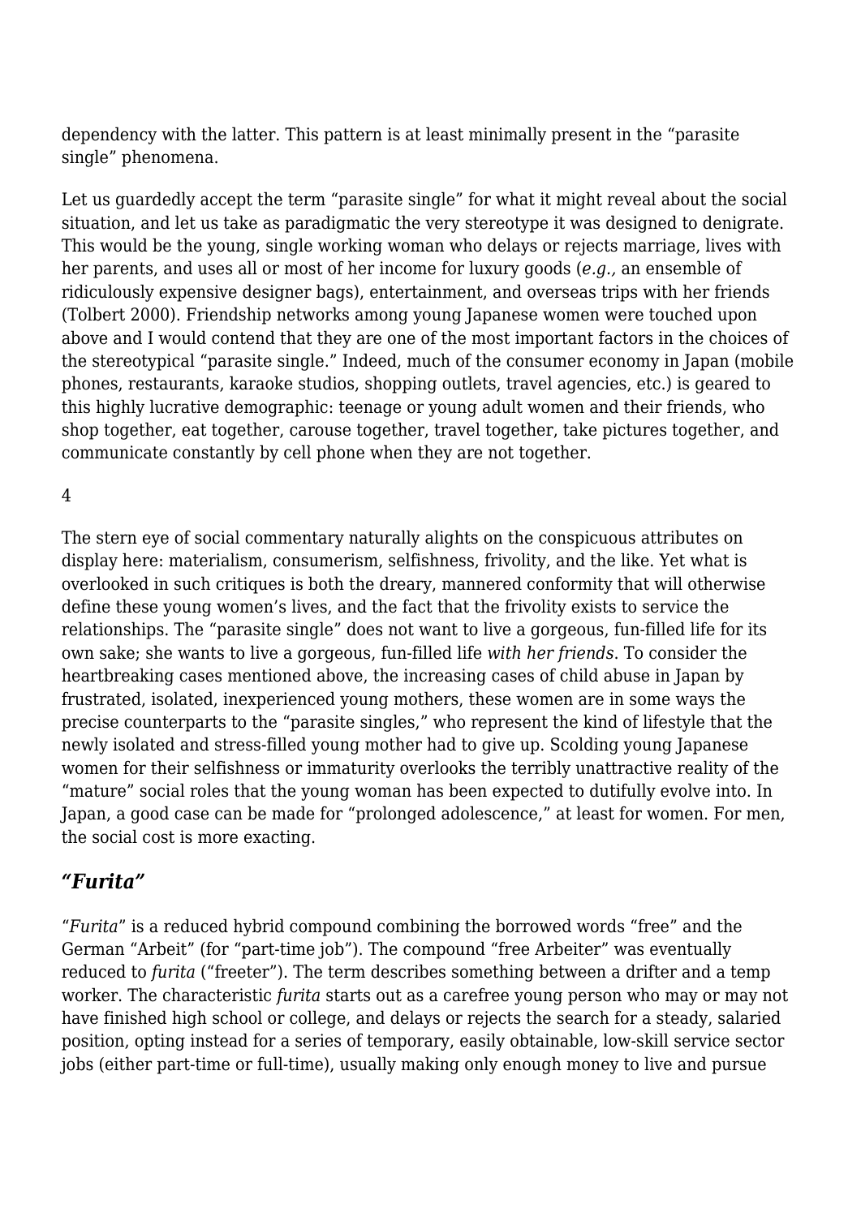dependency with the latter. This pattern is at least minimally present in the "parasite single" phenomena.

Let us guardedly accept the term "parasite single" for what it might reveal about the social situation, and let us take as paradigmatic the very stereotype it was designed to denigrate. This would be the young, single working woman who delays or rejects marriage, lives with her parents, and uses all or most of her income for luxury goods (*e.g.*, an ensemble of ridiculously expensive designer bags), entertainment, and overseas trips with her friends (Tolbert 2000). Friendship networks among young Japanese women were touched upon above and I would contend that they are one of the most important factors in the choices of the stereotypical "parasite single." Indeed, much of the consumer economy in Japan (mobile phones, restaurants, karaoke studios, shopping outlets, travel agencies, etc.) is geared to this highly lucrative demographic: teenage or young adult women and their friends, who shop together, eat together, carouse together, travel together, take pictures together, and communicate constantly by cell phone when they are not together.

4

The stern eye of social commentary naturally alights on the conspicuous attributes on display here: materialism, consumerism, selfishness, frivolity, and the like. Yet what is overlooked in such critiques is both the dreary, mannered conformity that will otherwise define these young women's lives, and the fact that the frivolity exists to service the relationships. The "parasite single" does not want to live a gorgeous, fun-filled life for its own sake; she wants to live a gorgeous, fun-filled life *with her friends*. To consider the heartbreaking cases mentioned above, the increasing cases of child abuse in Japan by frustrated, isolated, inexperienced young mothers, these women are in some ways the precise counterparts to the "parasite singles," who represent the kind of lifestyle that the newly isolated and stress-filled young mother had to give up. Scolding young Japanese women for their selfishness or immaturity overlooks the terribly unattractive reality of the "mature" social roles that the young woman has been expected to dutifully evolve into. In Japan, a good case can be made for "prolonged adolescence," at least for women. For men, the social cost is more exacting.

## *"Furita"*

"*Furita*" is a reduced hybrid compound combining the borrowed words "free" and the German "Arbeit" (for "part-time job"). The compound "free Arbeiter" was eventually reduced to *furita* ("freeter"). The term describes something between a drifter and a temp worker. The characteristic *furita* starts out as a carefree young person who may or may not have finished high school or college, and delays or rejects the search for a steady, salaried position, opting instead for a series of temporary, easily obtainable, low-skill service sector jobs (either part-time or full-time), usually making only enough money to live and pursue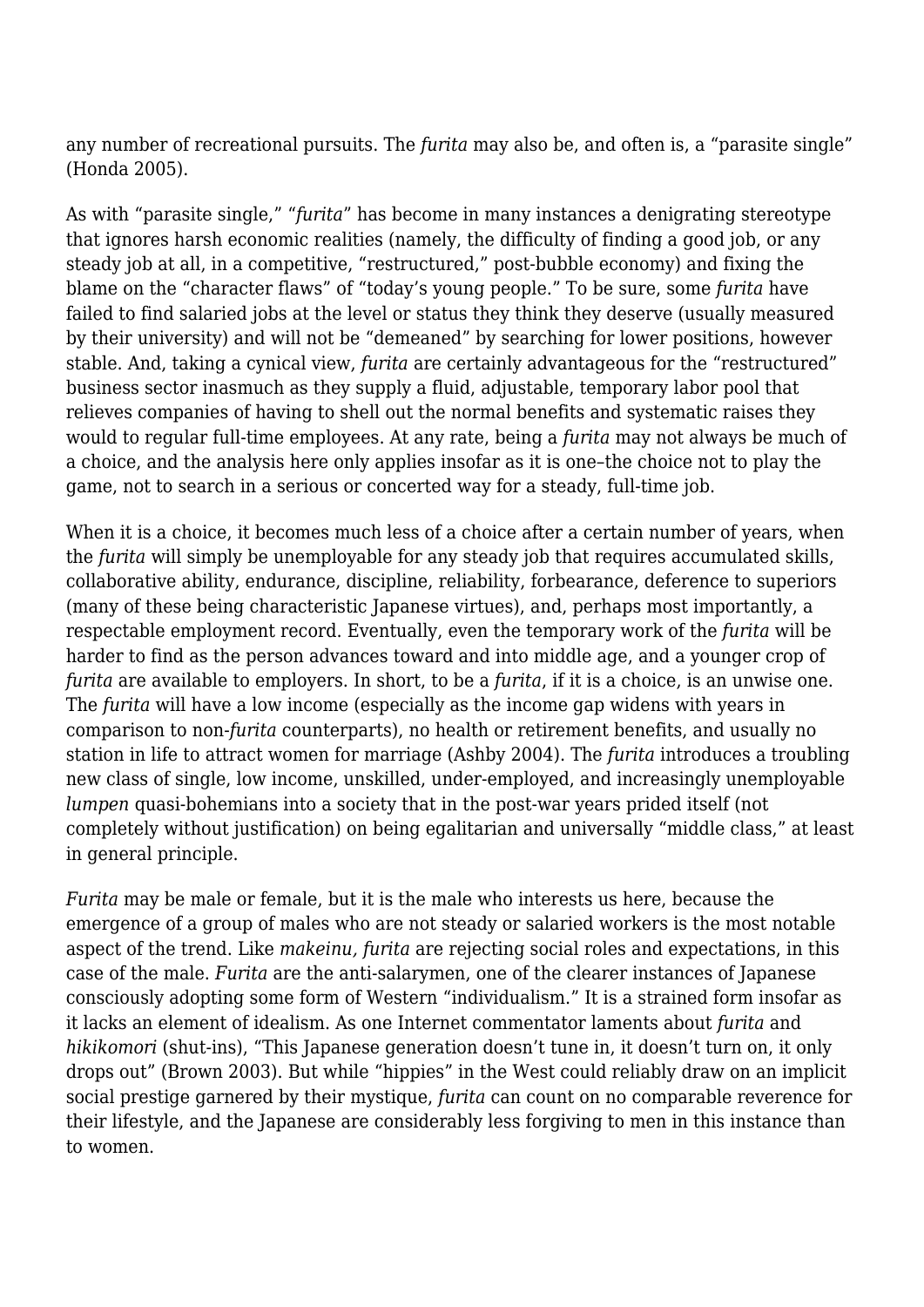any number of recreational pursuits. The *furita* may also be, and often is, a "parasite single" (Honda 2005).

As with "parasite single," "*furita*" has become in many instances a denigrating stereotype that ignores harsh economic realities (namely, the difficulty of finding a good job, or any steady job at all, in a competitive, "restructured," post-bubble economy) and fixing the blame on the "character flaws" of "today's young people." To be sure, some *furita* have failed to find salaried jobs at the level or status they think they deserve (usually measured by their university) and will not be "demeaned" by searching for lower positions, however stable. And, taking a cynical view, *furita* are certainly advantageous for the "restructured" business sector inasmuch as they supply a fluid, adjustable, temporary labor pool that relieves companies of having to shell out the normal benefits and systematic raises they would to regular full-time employees. At any rate, being a *furita* may not always be much of a choice, and the analysis here only applies insofar as it is one–the choice not to play the game, not to search in a serious or concerted way for a steady, full-time job.

When it is a choice, it becomes much less of a choice after a certain number of years, when the *furita* will simply be unemployable for any steady job that requires accumulated skills, collaborative ability, endurance, discipline, reliability, forbearance, deference to superiors (many of these being characteristic Japanese virtues), and, perhaps most importantly, a respectable employment record. Eventually, even the temporary work of the *furita* will be harder to find as the person advances toward and into middle age, and a younger crop of *furita* are available to employers. In short, to be a *furita*, if it is a choice, is an unwise one. The *furita* will have a low income (especially as the income gap widens with years in comparison to non-*furita* counterparts), no health or retirement benefits, and usually no station in life to attract women for marriage (Ashby 2004). The *furita* introduces a troubling new class of single, low income, unskilled, under-employed, and increasingly unemployable *lumpen* quasi-bohemians into a society that in the post-war years prided itself (not completely without justification) on being egalitarian and universally "middle class," at least in general principle.

*Furita* may be male or female, but it is the male who interests us here, because the emergence of a group of males who are not steady or salaried workers is the most notable aspect of the trend. Like *makeinu, furita* are rejecting social roles and expectations, in this case of the male. *Furita* are the anti-salarymen, one of the clearer instances of Japanese consciously adopting some form of Western "individualism." It is a strained form insofar as it lacks an element of idealism. As one Internet commentator laments about *furita* and *hikikomori* (shut-ins), "This Japanese generation doesn't tune in, it doesn't turn on, it only drops out" (Brown 2003). But while "hippies" in the West could reliably draw on an implicit social prestige garnered by their mystique, *furita* can count on no comparable reverence for their lifestyle, and the Japanese are considerably less forgiving to men in this instance than to women.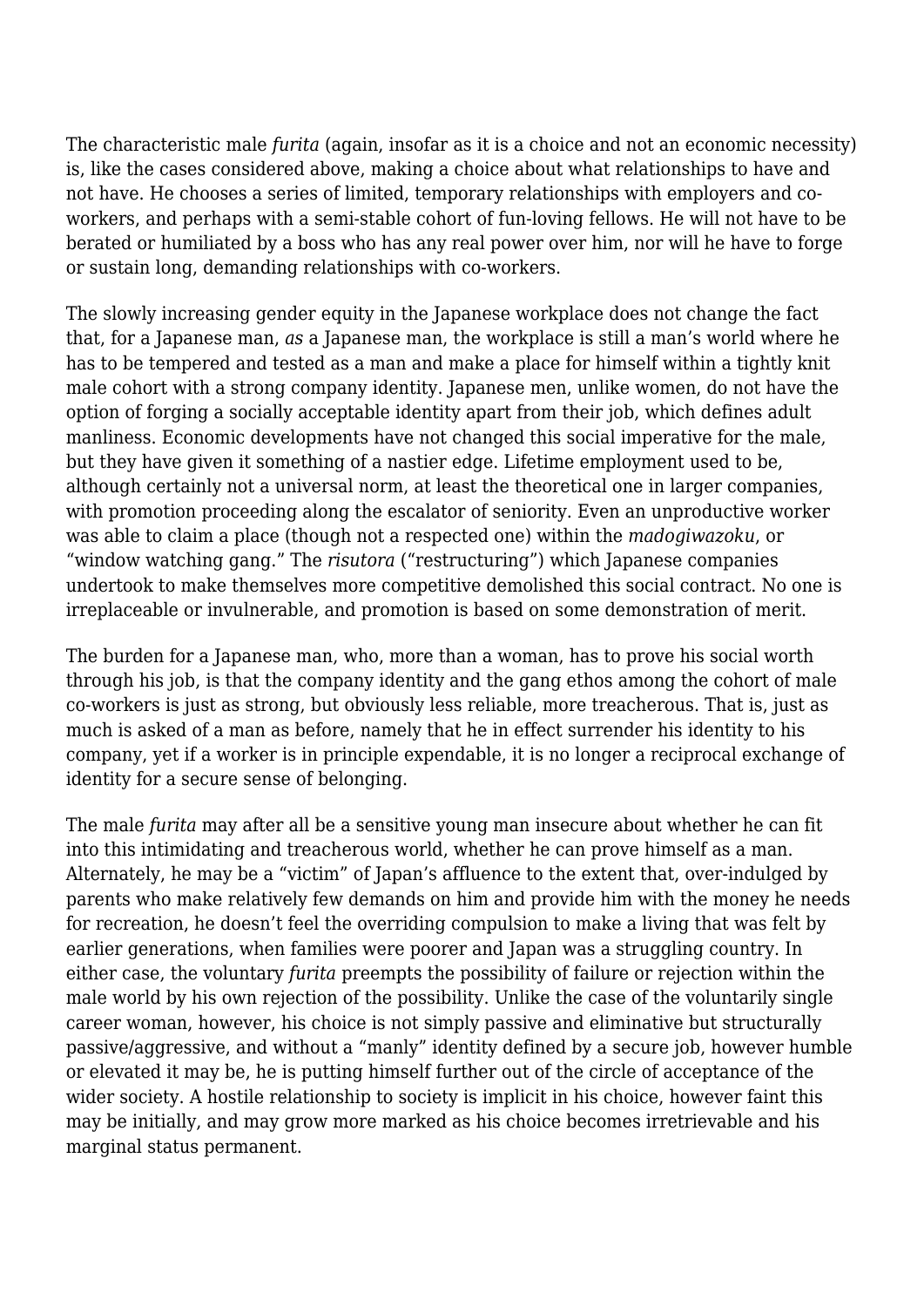The characteristic male *furita* (again, insofar as it is a choice and not an economic necessity) is, like the cases considered above, making a choice about what relationships to have and not have. He chooses a series of limited, temporary relationships with employers and co-workers, and perhaps with a semi-stable cohort of fun-loving fellows. He will not have to be berated or humiliated by a boss who has any real power over him, nor will he have to forge or sustain long, demanding relationships with co-workers.

The slowly increasing gender equity in the Japanese workplace does not change the fact that, for a Japanese man, *as* a Japanese man, the workplace is still a man's world where he has to be tempered and tested as a man and make a place for himself within a tightly knit male cohort with a strong company identity. Japanese men, unlike women, do not have the option of forging a socially acceptable identity apart from their job, which defines adult manliness. Economic developments have not changed this social imperative for the male, but they have given it something of a nastier edge. Lifetime employment used to be, although certainly not a universal norm, at least the theoretical one in larger companies, with promotion proceeding along the escalator of seniority. Even an unproductive worker was able to claim a place (though not a respected one) within the *madogiwazoku*, or "window watching gang." The *risutora* ("restructuring") which Japanese companies undertook to make themselves more competitive demolished this social contract. No one is irreplaceable or invulnerable, and promotion is based on some demonstration of merit.

The burden for a Japanese man, who, more than a woman, has to prove his social worth through his job, is that the company identity and the gang ethos among the cohort of male co-workers is just as strong, but obviously less reliable, more treacherous. That is, just as much is asked of a man as before, namely that he in effect surrender his identity to his company, yet if a worker is in principle expendable, it is no longer a reciprocal exchange of identity for a secure sense of belonging.

The male *furita* may after all be a sensitive young man insecure about whether he can fit into this intimidating and treacherous world, whether he can prove himself as a man. Alternately, he may be a "victim" of Japan's affluence to the extent that, over-indulged by parents who make relatively few demands on him and provide him with the money he needs for recreation, he doesn't feel the overriding compulsion to make a living that was felt by earlier generations, when families were poorer and Japan was a struggling country. In either case, the voluntary *furita* preempts the possibility of failure or rejection within the male world by his own rejection of the possibility. Unlike the case of the voluntarily single career woman, however, his choice is not simply passive and eliminative but structurally passive/aggressive, and without a "manly" identity defined by a secure job, however humble or elevated it may be, he is putting himself further out of the circle of acceptance of the wider society. A hostile relationship to society is implicit in his choice, however faint this may be initially, and may grow more marked as his choice becomes irretrievable and his marginal status permanent.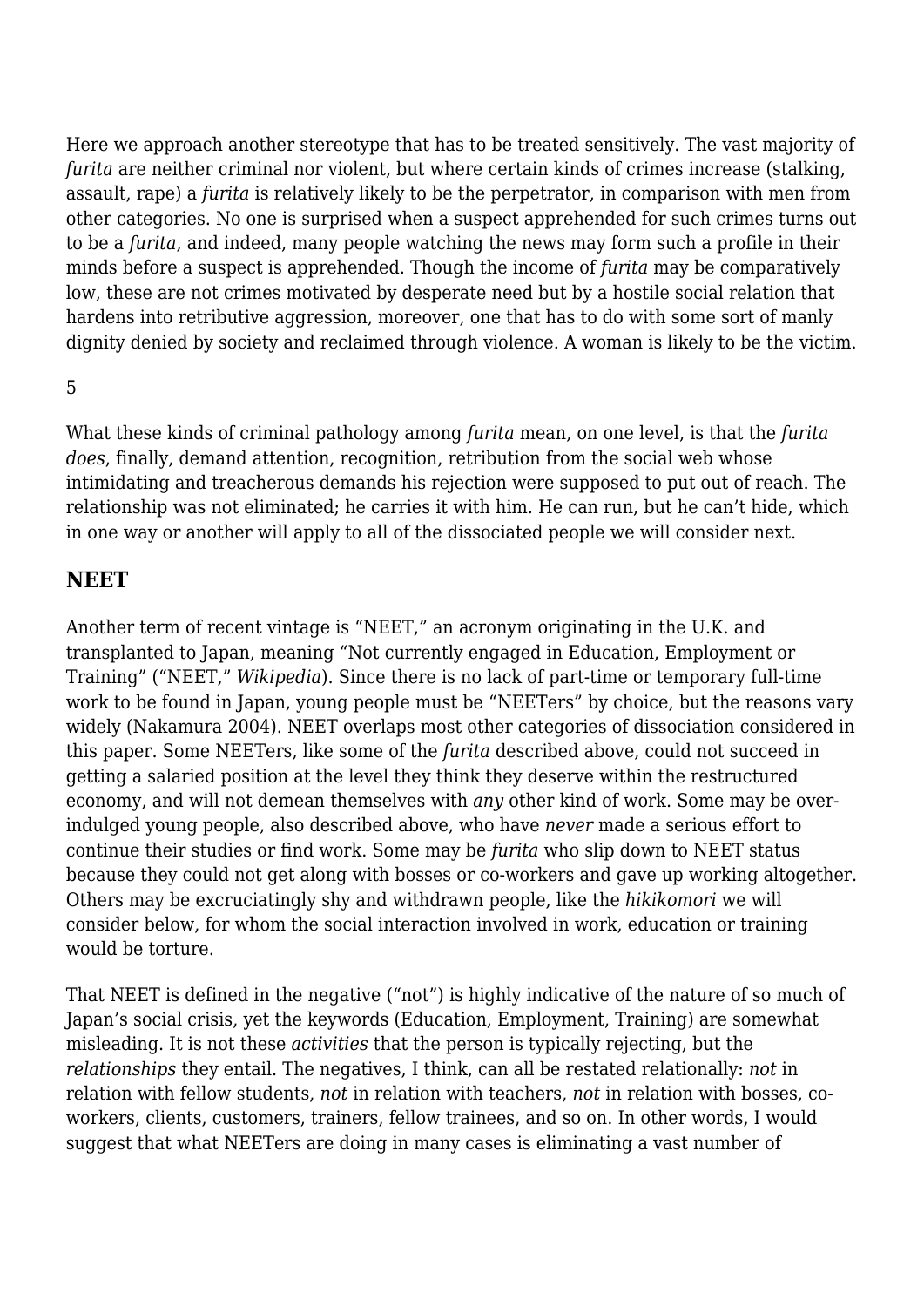Here we approach another stereotype that has to be treated sensitively. The vast majority of *furita* are neither criminal nor violent, but where certain kinds of crimes increase (stalking, assault, rape) a *furita* is relatively likely to be the perpetrator, in comparison with men from other categories. No one is surprised when a suspect apprehended for such crimes turns out to be a *furita*, and indeed, many people watching the news may form such a profile in their minds before a suspect is apprehended. Though the income of *furita* may be comparatively low, these are not crimes motivated by desperate need but by a hostile social relation that hardens into retributive aggression, moreover, one that has to do with some sort of manly dignity denied by society and reclaimed through violence. A woman is likely to be the victim.

What these kinds of criminal pathology among *furita* mean, on one level, is that the *furita does*, finally, demand attention, recognition, retribution from the social web whose intimidating and treacherous demands his rejection were supposed to put out of reach. The relationship was not eliminated; he carries it with him. He can run, but he can't hide, which in one way or another will apply to all of the dissociated people we will consider next.

## NEET

Another term of recent vintage is "NEET," an acronym originating in the U.K. and transplanted to Japan, meaning "Not currently engaged in Education, Employment or Training" ("NEET," *Wikipedia*). Since there is no lack of part-time or temporary full-time work to be found in Japan, young people must be "NEETers" by choice, but the reasons vary widely (Nakamura 2004). NEET overlaps most other categories of dissociation considered in this paper. Some NEETers, like some of the *furita* described above, could not succeed in getting a salaried position at the level they think they deserve within the restructured economy, and will not demean themselves with *any* other kind of work. Some may be over-indulged young people, also described above, who have *never* made a serious effort to continue their studies or find work. Some may be *furita* who slip down to NEET status because they could not get along with bosses or co-workers and gave up working altogether. Others may be excruciatingly shy and withdrawn people, like the *hikikomori* we will consider below, for whom the social interaction involved in work, education or training would be torture.

That NEET is defined in the negative ("not") is highly indicative of the nature of so much of Japan's social crisis, yet the keywords (Education, Employment, Training) are somewhat misleading. It is not these *activities* that the person is typically rejecting, but the *relationships* they entail. The negatives, I think, can all be restated relationally: *not* in relation with fellow students, *not* in relation with teachers, *not* in relation with bosses, co-workers, clients, customers, trainers, fellow trainees, and so on. In other words, I would suggest that what NEETers are doing in many cases is eliminating a vast number of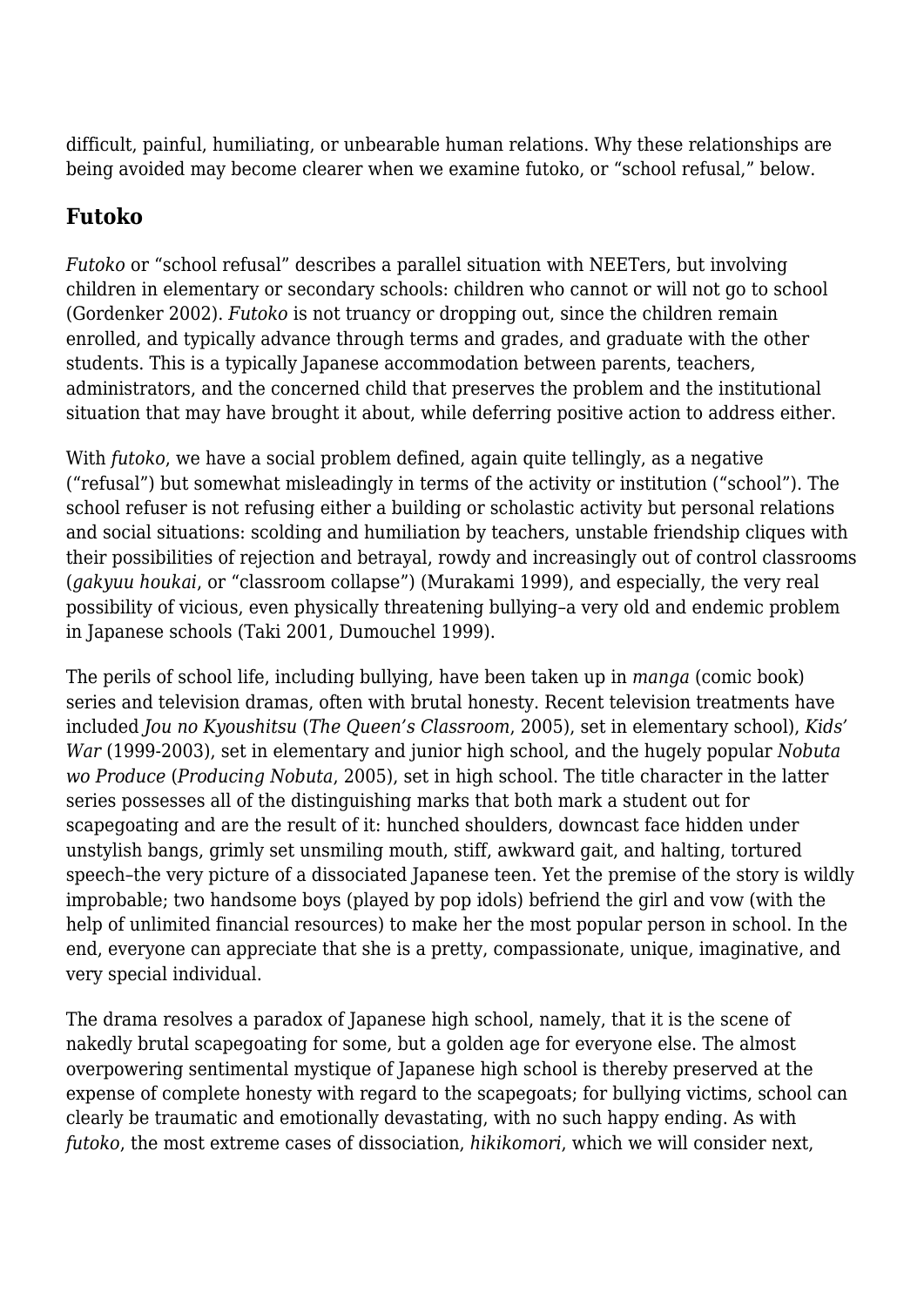difficult, painful, humiliating, or unbearable human relations. Why these relationships are being avoided may become clearer when we examine futoko, or "school refusal," below.

## Futoko

*Futoko* or "school refusal" describes a parallel situation with NEETers, but involving children in elementary or secondary schools: children who cannot or will not go to school (Gordenker 2002). *Futoko* is not truancy or dropping out, since the children remain enrolled, and typically advance through terms and grades, and graduate with the other students. This is a typically Japanese accommodation between parents, teachers, administrators, and the concerned child that preserves the problem and the institutional situation that may have brought it about, while deferring positive action to address either.

With *futoko*, we have a social problem defined, again quite tellingly, as a negative ("refusal") but somewhat misleadingly in terms of the activity or institution ("school"). The school refuser is not refusing either a building or scholastic activity but personal relations and social situations: scolding and humiliation by teachers, unstable friendship cliques with their possibilities of rejection and betrayal, rowdy and increasingly out of control classrooms (*gakyuu houkai*, or "classroom collapse") (Murakami 1999), and especially, the very real possibility of vicious, even physically threatening bullying–a very old and endemic problem in Japanese schools (Taki 2001, Dumouchel 1999).

The perils of school life, including bullying, have been taken up in *manga* (comic book) series and television dramas, often with brutal honesty. Recent television treatments have included *Jou no Kyoushitsu* (*The Queen's Classroom*, 2005), set in elementary school), *Kids' War* (1999-2003), set in elementary and junior high school, and the hugely popular *Nobuta wo Produce* (*Producing Nobuta*, 2005), set in high school. The title character in the latter series possesses all of the distinguishing marks that both mark a student out for scapegoating and are the result of it: hunched shoulders, downcast face hidden under unstylish bangs, grimly set unsmiling mouth, stiff, awkward gait, and halting, tortured speech–the very picture of a dissociated Japanese teen. Yet the premise of the story is wildly improbable; two handsome boys (played by pop idols) befriend the girl and vow (with the help of unlimited financial resources) to make her the most popular person in school. In the end, everyone can appreciate that she is a pretty, compassionate, unique, imaginative, and very special individual.

The drama resolves a paradox of Japanese high school, namely, that it is the scene of nakedly brutal scapegoating for some, but a golden age for everyone else. The almost overpowering sentimental mystique of Japanese high school is thereby preserved at the expense of complete honesty with regard to the scapegoats; for bullying victims, school can clearly be traumatic and emotionally devastating, with no such happy ending. As with *futoko*, the most extreme cases of dissociation, *hikikomori*, which we will consider next,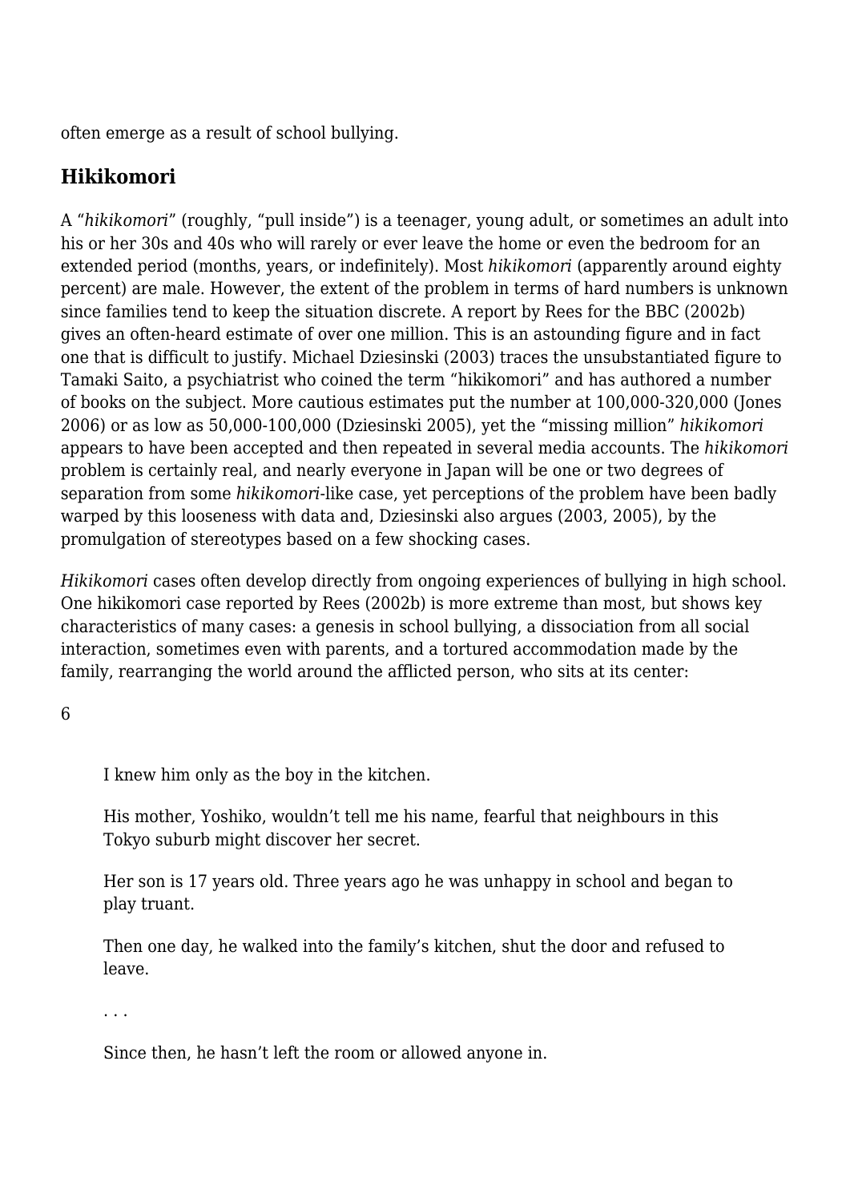often emerge as a result of school bullying.

## Hikikomori

A "*hikikomori*" (roughly, "pull inside") is a teenager, young adult, or sometimes an adult into his or her 30s and 40s who will rarely or ever leave the home or even the bedroom for an extended period (months, years, or indefinitely). Most *hikikomori* (apparently around eighty percent) are male. However, the extent of the problem in terms of hard numbers is unknown since families tend to keep the situation discrete. A report by Rees for the BBC (2002b) gives an often-heard estimate of over one million. This is an astounding figure and in fact one that is difficult to justify. Michael Dziesinski (2003) traces the unsubstantiated figure to Tamaki Saito, a psychiatrist who coined the term "hikikomori" and has authored a number of books on the subject. More cautious estimates put the number at 100,000-320,000 (Jones 2006) or as low as 50,000-100,000 (Dziesinski 2005), yet the "missing million" *hikikomori* appears to have been accepted and then repeated in several media accounts. The *hikikomori* problem is certainly real, and nearly everyone in Japan will be one or two degrees of separation from some *hikikomori*-like case, yet perceptions of the problem have been badly warped by this looseness with data and, Dziesinski also argues (2003, 2005), by the promulgation of stereotypes based on a few shocking cases.

*Hikikomori* cases often develop directly from ongoing experiences of bullying in high school. One hikikomori case reported by Rees (2002b) is more extreme than most, but shows key characteristics of many cases: a genesis in school bullying, a dissociation from all social interaction, sometimes even with parents, and a tortured accommodation made by the family, rearranging the world around the afflicted person, who sits at its center:

> I knew him only as the boy in the kitchen.
>
> His mother, Yoshiko, wouldn't tell me his name, fearful that neighbours in this Tokyo suburb might discover her secret.
>
> Her son is 17 years old. Three years ago he was unhappy in school and began to play truant.
>
> Then one day, he walked into the family's kitchen, shut the door and refused to leave.
>
> . . .
>
> Since then, he hasn't left the room or allowed anyone in.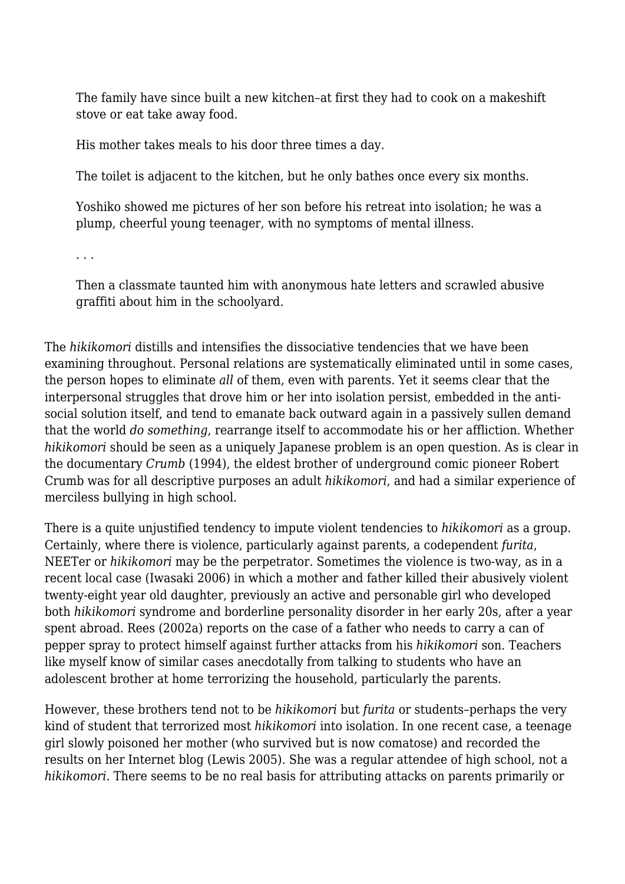> The family have since built a new kitchen–at first they had to cook on a makeshift stove or eat take away food.
>
> His mother takes meals to his door three times a day.
>
> The toilet is adjacent to the kitchen, but he only bathes once every six months.
>
> Yoshiko showed me pictures of her son before his retreat into isolation; he was a plump, cheerful young teenager, with no symptoms of mental illness.
>
> . . .
>
> Then a classmate taunted him with anonymous hate letters and scrawled abusive graffiti about him in the schoolyard.

The *hikikomori* distills and intensifies the dissociative tendencies that we have been examining throughout. Personal relations are systematically eliminated until in some cases, the person hopes to eliminate *all* of them, even with parents. Yet it seems clear that the interpersonal struggles that drove him or her into isolation persist, embedded in the anti-social solution itself, and tend to emanate back outward again in a passively sullen demand that the world *do something*, rearrange itself to accommodate his or her affliction. Whether *hikikomori* should be seen as a uniquely Japanese problem is an open question. As is clear in the documentary *Crumb* (1994), the eldest brother of underground comic pioneer Robert Crumb was for all descriptive purposes an adult *hikikomori*, and had a similar experience of merciless bullying in high school.

There is a quite unjustified tendency to impute violent tendencies to *hikikomori* as a group. Certainly, where there is violence, particularly against parents, a codependent *furita*, NEETer or *hikikomori* may be the perpetrator. Sometimes the violence is two-way, as in a recent local case (Iwasaki 2006) in which a mother and father killed their abusively violent twenty-eight year old daughter, previously an active and personable girl who developed both *hikikomori* syndrome and borderline personality disorder in her early 20s, after a year spent abroad. Rees (2002a) reports on the case of a father who needs to carry a can of pepper spray to protect himself against further attacks from his *hikikomori* son. Teachers like myself know of similar cases anecdotally from talking to students who have an adolescent brother at home terrorizing the household, particularly the parents.

However, these brothers tend not to be *hikikomori* but *furita* or students–perhaps the very kind of student that terrorized most *hikikomori* into isolation. In one recent case, a teenage girl slowly poisoned her mother (who survived but is now comatose) and recorded the results on her Internet blog (Lewis 2005). She was a regular attendee of high school, not a *hikikomori*. There seems to be no real basis for attributing attacks on parents primarily or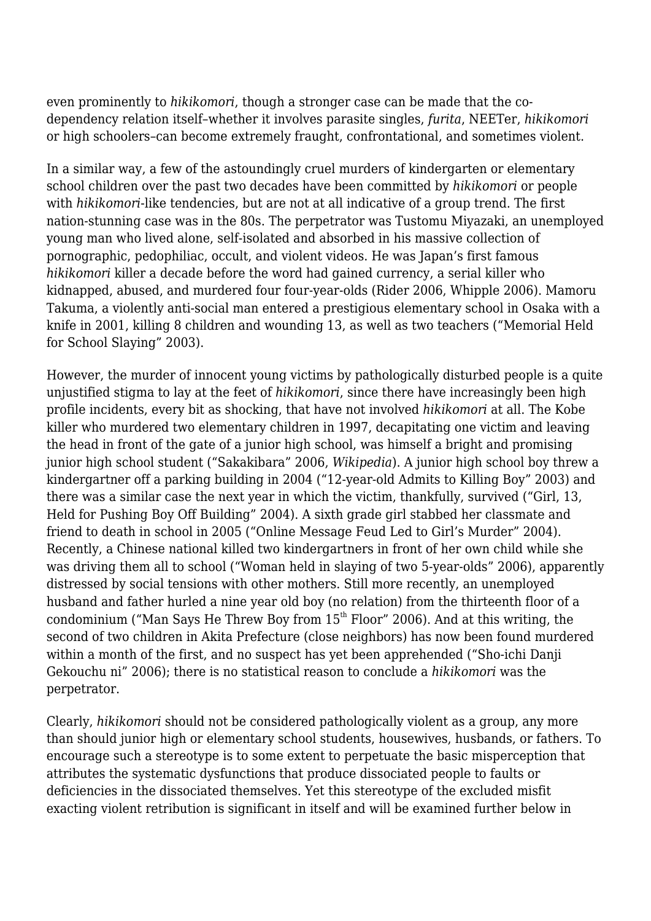even prominently to *hikikomori*, though a stronger case can be made that the co-dependency relation itself–whether it involves parasite singles, *furita*, NEETer, *hikikomori* or high schoolers–can become extremely fraught, confrontational, and sometimes violent.

In a similar way, a few of the astoundingly cruel murders of kindergarten or elementary school children over the past two decades have been committed by *hikikomori* or people with *hikikomori*-like tendencies, but are not at all indicative of a group trend. The first nation-stunning case was in the 80s. The perpetrator was Tustomu Miyazaki, an unemployed young man who lived alone, self-isolated and absorbed in his massive collection of pornographic, pedophiliac, occult, and violent videos. He was Japan's first famous *hikikomori* killer a decade before the word had gained currency, a serial killer who kidnapped, abused, and murdered four four-year-olds (Rider 2006, Whipple 2006). Mamoru Takuma, a violently anti-social man entered a prestigious elementary school in Osaka with a knife in 2001, killing 8 children and wounding 13, as well as two teachers ("Memorial Held for School Slaying" 2003).

However, the murder of innocent young victims by pathologically disturbed people is a quite unjustified stigma to lay at the feet of *hikikomori*, since there have increasingly been high profile incidents, every bit as shocking, that have not involved *hikikomori* at all. The Kobe killer who murdered two elementary children in 1997, decapitating one victim and leaving the head in front of the gate of a junior high school, was himself a bright and promising junior high school student ("Sakakibara" 2006, *Wikipedia*). A junior high school boy threw a kindergartner off a parking building in 2004 ("12-year-old Admits to Killing Boy" 2003) and there was a similar case the next year in which the victim, thankfully, survived ("Girl, 13, Held for Pushing Boy Off Building" 2004). A sixth grade girl stabbed her classmate and friend to death in school in 2005 ("Online Message Feud Led to Girl's Murder" 2004). Recently, a Chinese national killed two kindergartners in front of her own child while she was driving them all to school ("Woman held in slaying of two 5-year-olds" 2006), apparently distressed by social tensions with other mothers. Still more recently, an unemployed husband and father hurled a nine year old boy (no relation) from the thirteenth floor of a condominium ("Man Says He Threw Boy from 15th Floor" 2006). And at this writing, the second of two children in Akita Prefecture (close neighbors) has now been found murdered within a month of the first, and no suspect has yet been apprehended ("Sho-ichi Danji Gekouchu ni" 2006); there is no statistical reason to conclude a *hikikomori* was the perpetrator.

Clearly, *hikikomori* should not be considered pathologically violent as a group, any more than should junior high or elementary school students, housewives, husbands, or fathers. To encourage such a stereotype is to some extent to perpetuate the basic misperception that attributes the systematic dysfunctions that produce dissociated people to faults or deficiencies in the dissociated themselves. Yet this stereotype of the excluded misfit exacting violent retribution is significant in itself and will be examined further below in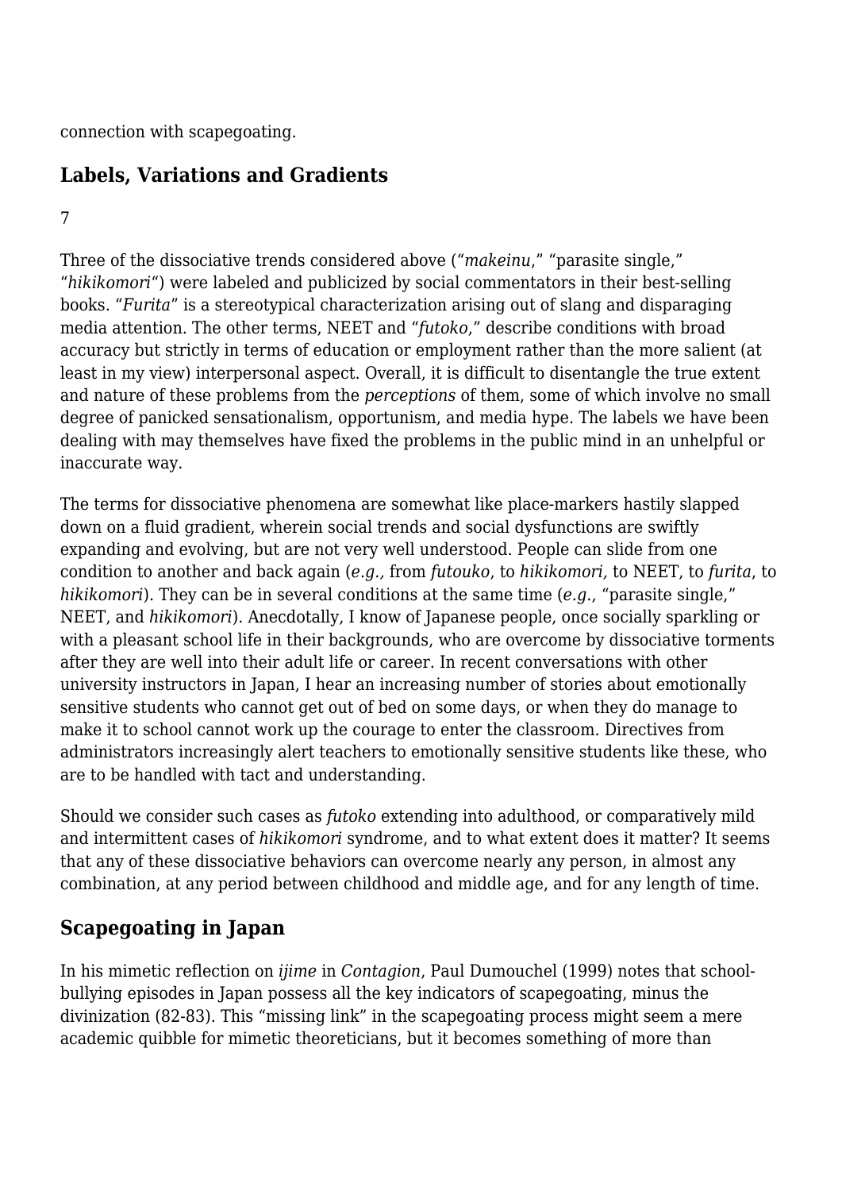connection with scapegoating.

## Labels, Variations and Gradients

7

Three of the dissociative trends considered above ("*makeinu*," "parasite single," "*hikikomori*") were labeled and publicized by social commentators in their best-selling books. "*Furita*" is a stereotypical characterization arising out of slang and disparaging media attention. The other terms, NEET and "*futoko*," describe conditions with broad accuracy but strictly in terms of education or employment rather than the more salient (at least in my view) interpersonal aspect. Overall, it is difficult to disentangle the true extent and nature of these problems from the *perceptions* of them, some of which involve no small degree of panicked sensationalism, opportunism, and media hype. The labels we have been dealing with may themselves have fixed the problems in the public mind in an unhelpful or inaccurate way.

The terms for dissociative phenomena are somewhat like place-markers hastily slapped down on a fluid gradient, wherein social trends and social dysfunctions are swiftly expanding and evolving, but are not very well understood. People can slide from one condition to another and back again (*e.g.,* from *futouko*, to *hikikomori*, to NEET, to *furita*, to *hikikomori*). They can be in several conditions at the same time (*e.g.*, "parasite single," NEET, and *hikikomori*). Anecdotally, I know of Japanese people, once socially sparkling or with a pleasant school life in their backgrounds, who are overcome by dissociative torments after they are well into their adult life or career. In recent conversations with other university instructors in Japan, I hear an increasing number of stories about emotionally sensitive students who cannot get out of bed on some days, or when they do manage to make it to school cannot work up the courage to enter the classroom. Directives from administrators increasingly alert teachers to emotionally sensitive students like these, who are to be handled with tact and understanding.

Should we consider such cases as *futoko* extending into adulthood, or comparatively mild and intermittent cases of *hikikomori* syndrome, and to what extent does it matter? It seems that any of these dissociative behaviors can overcome nearly any person, in almost any combination, at any period between childhood and middle age, and for any length of time.

## Scapegoating in Japan

In his mimetic reflection on *ijime* in *Contagion*, Paul Dumouchel (1999) notes that school-bullying episodes in Japan possess all the key indicators of scapegoating, minus the divinization (82-83). This "missing link" in the scapegoating process might seem a mere academic quibble for mimetic theoreticians, but it becomes something of more than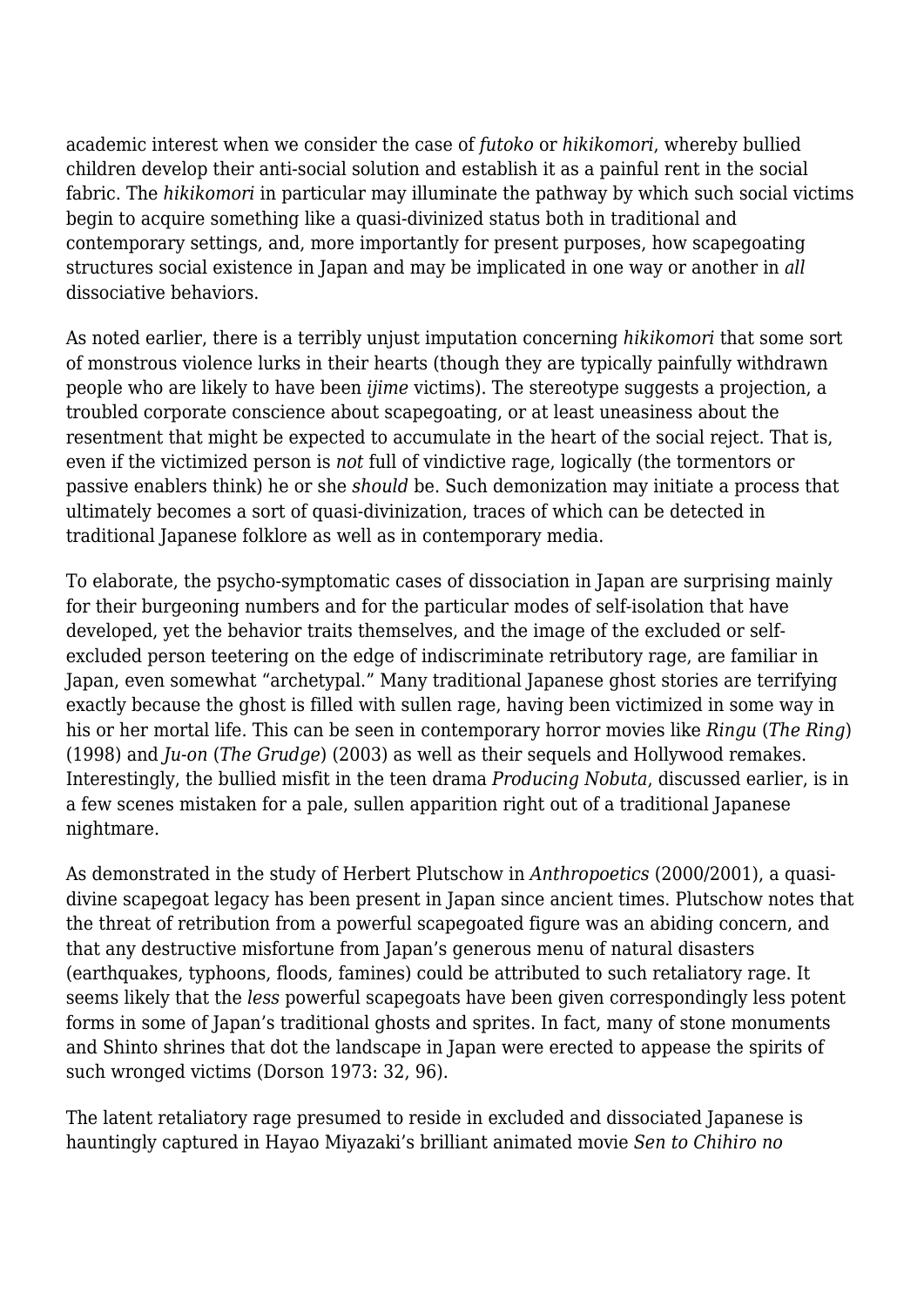academic interest when we consider the case of *futoko* or *hikikomori*, whereby bullied children develop their anti-social solution and establish it as a painful rent in the social fabric. The *hikikomori* in particular may illuminate the pathway by which such social victims begin to acquire something like a quasi-divinized status both in traditional and contemporary settings, and, more importantly for present purposes, how scapegoating structures social existence in Japan and may be implicated in one way or another in *all* dissociative behaviors.

As noted earlier, there is a terribly unjust imputation concerning *hikikomori* that some sort of monstrous violence lurks in their hearts (though they are typically painfully withdrawn people who are likely to have been *ijime* victims). The stereotype suggests a projection, a troubled corporate conscience about scapegoating, or at least uneasiness about the resentment that might be expected to accumulate in the heart of the social reject. That is, even if the victimized person is *not* full of vindictive rage, logically (the tormentors or passive enablers think) he or she *should* be. Such demonization may initiate a process that ultimately becomes a sort of quasi-divinization, traces of which can be detected in traditional Japanese folklore as well as in contemporary media.

To elaborate, the psycho-symptomatic cases of dissociation in Japan are surprising mainly for their burgeoning numbers and for the particular modes of self-isolation that have developed, yet the behavior traits themselves, and the image of the excluded or self-excluded person teetering on the edge of indiscriminate retributory rage, are familiar in Japan, even somewhat "archetypal." Many traditional Japanese ghost stories are terrifying exactly because the ghost is filled with sullen rage, having been victimized in some way in his or her mortal life. This can be seen in contemporary horror movies like *Ringu* (*The Ring*) (1998) and *Ju-on* (*The Grudge*) (2003) as well as their sequels and Hollywood remakes. Interestingly, the bullied misfit in the teen drama *Producing Nobuta*, discussed earlier, is in a few scenes mistaken for a pale, sullen apparition right out of a traditional Japanese nightmare.

As demonstrated in the study of Herbert Plutschow in *Anthropoetics* (2000/2001), a quasi-divine scapegoat legacy has been present in Japan since ancient times. Plutschow notes that the threat of retribution from a powerful scapegoated figure was an abiding concern, and that any destructive misfortune from Japan's generous menu of natural disasters (earthquakes, typhoons, floods, famines) could be attributed to such retaliatory rage. It seems likely that the *less* powerful scapegoats have been given correspondingly less potent forms in some of Japan's traditional ghosts and sprites. In fact, many of stone monuments and Shinto shrines that dot the landscape in Japan were erected to appease the spirits of such wronged victims (Dorson 1973: 32, 96).

The latent retaliatory rage presumed to reside in excluded and dissociated Japanese is hauntingly captured in Hayao Miyazaki's brilliant animated movie *Sen to Chihiro no*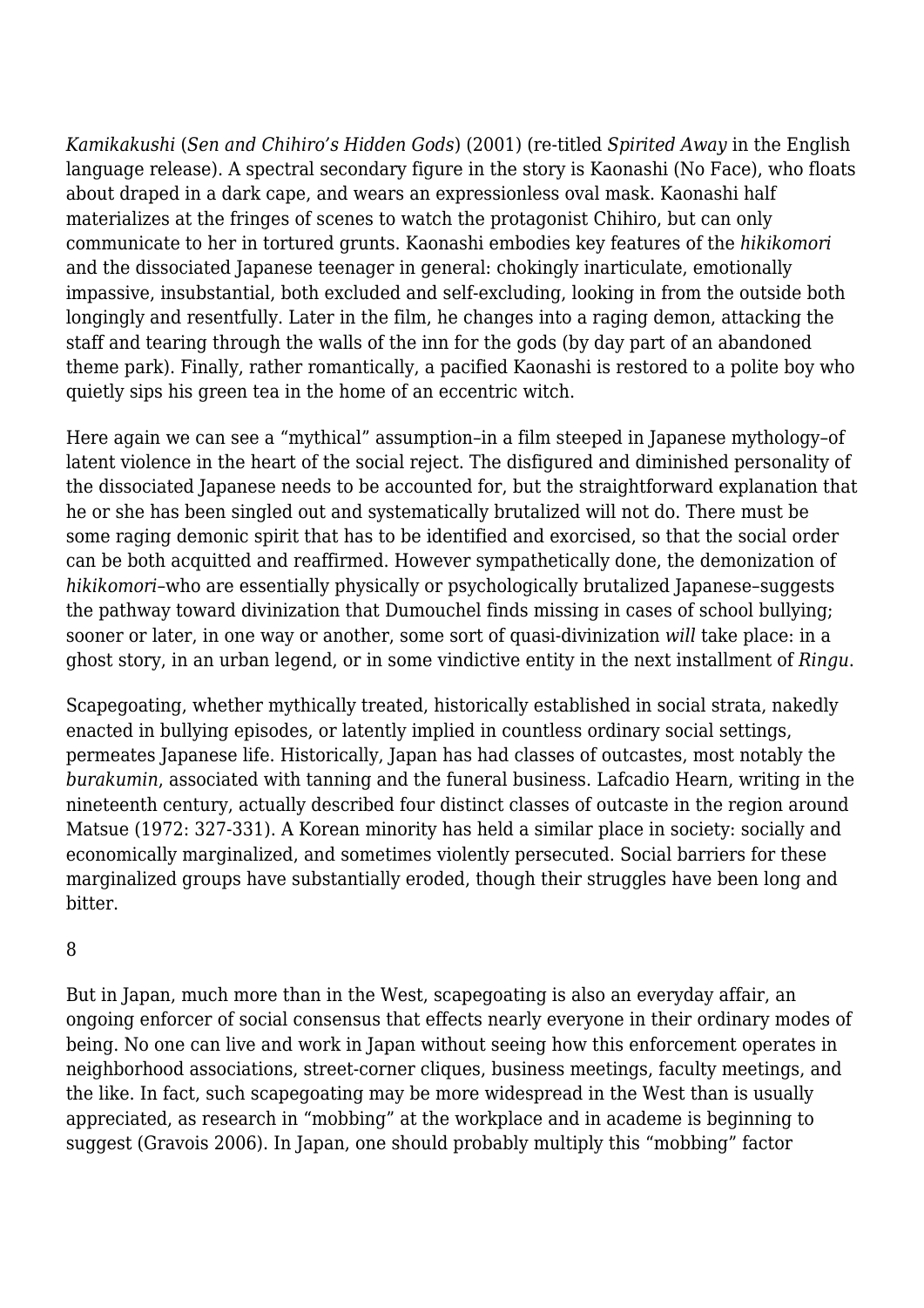*Kamikakushi* (*Sen and Chihiro's Hidden Gods*) (2001) (re-titled *Spirited Away* in the English language release). A spectral secondary figure in the story is Kaonashi (No Face), who floats about draped in a dark cape, and wears an expressionless oval mask. Kaonashi half materializes at the fringes of scenes to watch the protagonist Chihiro, but can only communicate to her in tortured grunts. Kaonashi embodies key features of the *hikikomori* and the dissociated Japanese teenager in general: chokingly inarticulate, emotionally impassive, insubstantial, both excluded and self-excluding, looking in from the outside both longingly and resentfully. Later in the film, he changes into a raging demon, attacking the staff and tearing through the walls of the inn for the gods (by day part of an abandoned theme park). Finally, rather romantically, a pacified Kaonashi is restored to a polite boy who quietly sips his green tea in the home of an eccentric witch.

Here again we can see a "mythical" assumption–in a film steeped in Japanese mythology–of latent violence in the heart of the social reject. The disfigured and diminished personality of the dissociated Japanese needs to be accounted for, but the straightforward explanation that he or she has been singled out and systematically brutalized will not do. There must be some raging demonic spirit that has to be identified and exorcised, so that the social order can be both acquitted and reaffirmed. However sympathetically done, the demonization of *hikikomori*–who are essentially physically or psychologically brutalized Japanese–suggests the pathway toward divinization that Dumouchel finds missing in cases of school bullying; sooner or later, in one way or another, some sort of quasi-divinization *will* take place: in a ghost story, in an urban legend, or in some vindictive entity in the next installment of *Ringu*.

Scapegoating, whether mythically treated, historically established in social strata, nakedly enacted in bullying episodes, or latently implied in countless ordinary social settings, permeates Japanese life. Historically, Japan has had classes of outcastes, most notably the *burakumin*, associated with tanning and the funeral business. Lafcadio Hearn, writing in the nineteenth century, actually described four distinct classes of outcaste in the region around Matsue (1972: 327-331). A Korean minority has held a similar place in society: socially and economically marginalized, and sometimes violently persecuted. Social barriers for these marginalized groups have substantially eroded, though their struggles have been long and bitter.

8

But in Japan, much more than in the West, scapegoating is also an everyday affair, an ongoing enforcer of social consensus that effects nearly everyone in their ordinary modes of being. No one can live and work in Japan without seeing how this enforcement operates in neighborhood associations, street-corner cliques, business meetings, faculty meetings, and the like. In fact, such scapegoating may be more widespread in the West than is usually appreciated, as research in "mobbing" at the workplace and in academe is beginning to suggest (Gravois 2006). In Japan, one should probably multiply this "mobbing" factor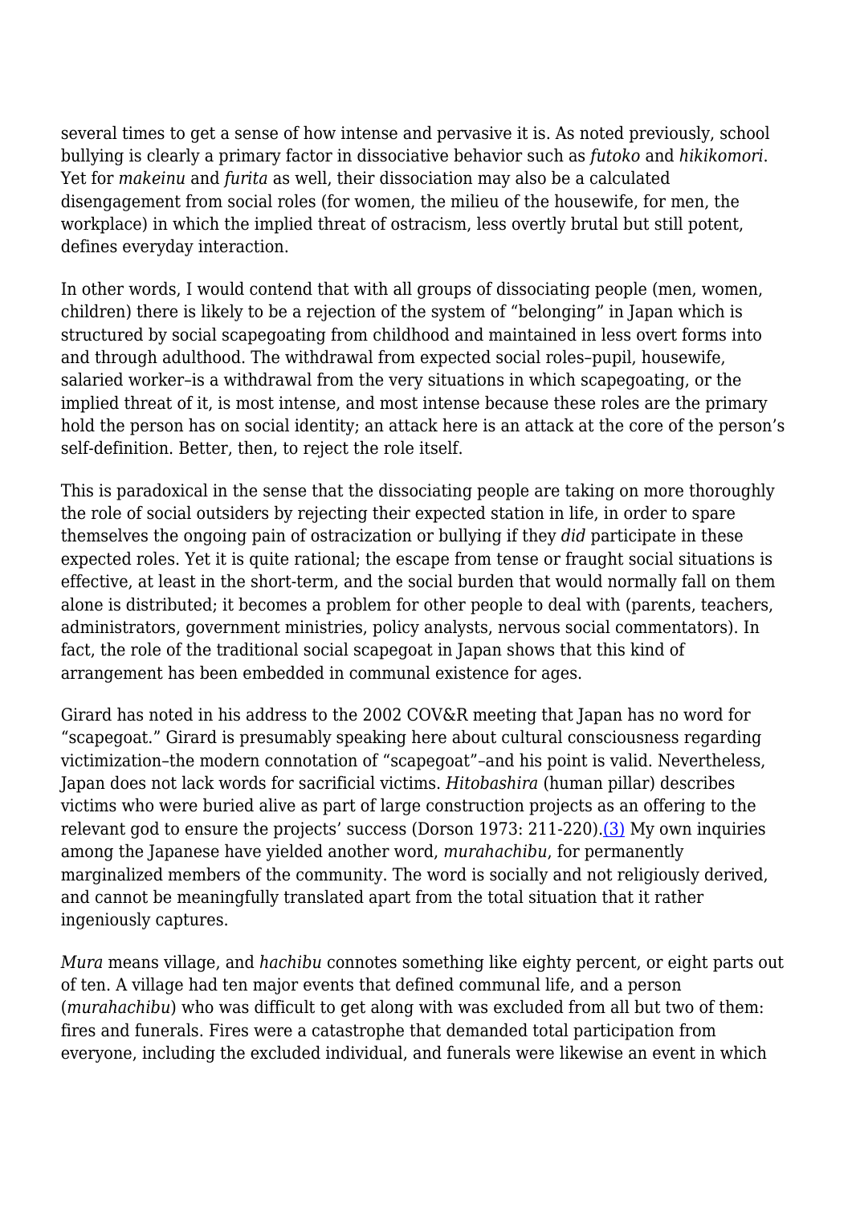several times to get a sense of how intense and pervasive it is. As noted previously, school bullying is clearly a primary factor in dissociative behavior such as *futoko* and *hikikomori*. Yet for *makeinu* and *furita* as well, their dissociation may also be a calculated disengagement from social roles (for women, the milieu of the housewife, for men, the workplace) in which the implied threat of ostracism, less overtly brutal but still potent, defines everyday interaction.

In other words, I would contend that with all groups of dissociating people (men, women, children) there is likely to be a rejection of the system of "belonging" in Japan which is structured by social scapegoating from childhood and maintained in less overt forms into and through adulthood. The withdrawal from expected social roles–pupil, housewife, salaried worker–is a withdrawal from the very situations in which scapegoating, or the implied threat of it, is most intense, and most intense because these roles are the primary hold the person has on social identity; an attack here is an attack at the core of the person's self-definition. Better, then, to reject the role itself.

This is paradoxical in the sense that the dissociating people are taking on more thoroughly the role of social outsiders by rejecting their expected station in life, in order to spare themselves the ongoing pain of ostracization or bullying if they *did* participate in these expected roles. Yet it is quite rational; the escape from tense or fraught social situations is effective, at least in the short-term, and the social burden that would normally fall on them alone is distributed; it becomes a problem for other people to deal with (parents, teachers, administrators, government ministries, policy analysts, nervous social commentators). In fact, the role of the traditional social scapegoat in Japan shows that this kind of arrangement has been embedded in communal existence for ages.

Girard has noted in his address to the 2002 COV&R meeting that Japan has no word for "scapegoat." Girard is presumably speaking here about cultural consciousness regarding victimization–the modern connotation of "scapegoat"–and his point is valid. Nevertheless, Japan does not lack words for sacrificial victims. *Hitobashira* (human pillar) describes victims who were buried alive as part of large construction projects as an offering to the relevant god to ensure the projects' success (Dorson 1973: 211-220).(3) My own inquiries among the Japanese have yielded another word, *murahachibu*, for permanently marginalized members of the community. The word is socially and not religiously derived, and cannot be meaningfully translated apart from the total situation that it rather ingeniously captures.

*Mura* means village, and *hachibu* connotes something like eighty percent, or eight parts out of ten. A village had ten major events that defined communal life, and a person (*murahachibu*) who was difficult to get along with was excluded from all but two of them: fires and funerals. Fires were a catastrophe that demanded total participation from everyone, including the excluded individual, and funerals were likewise an event in which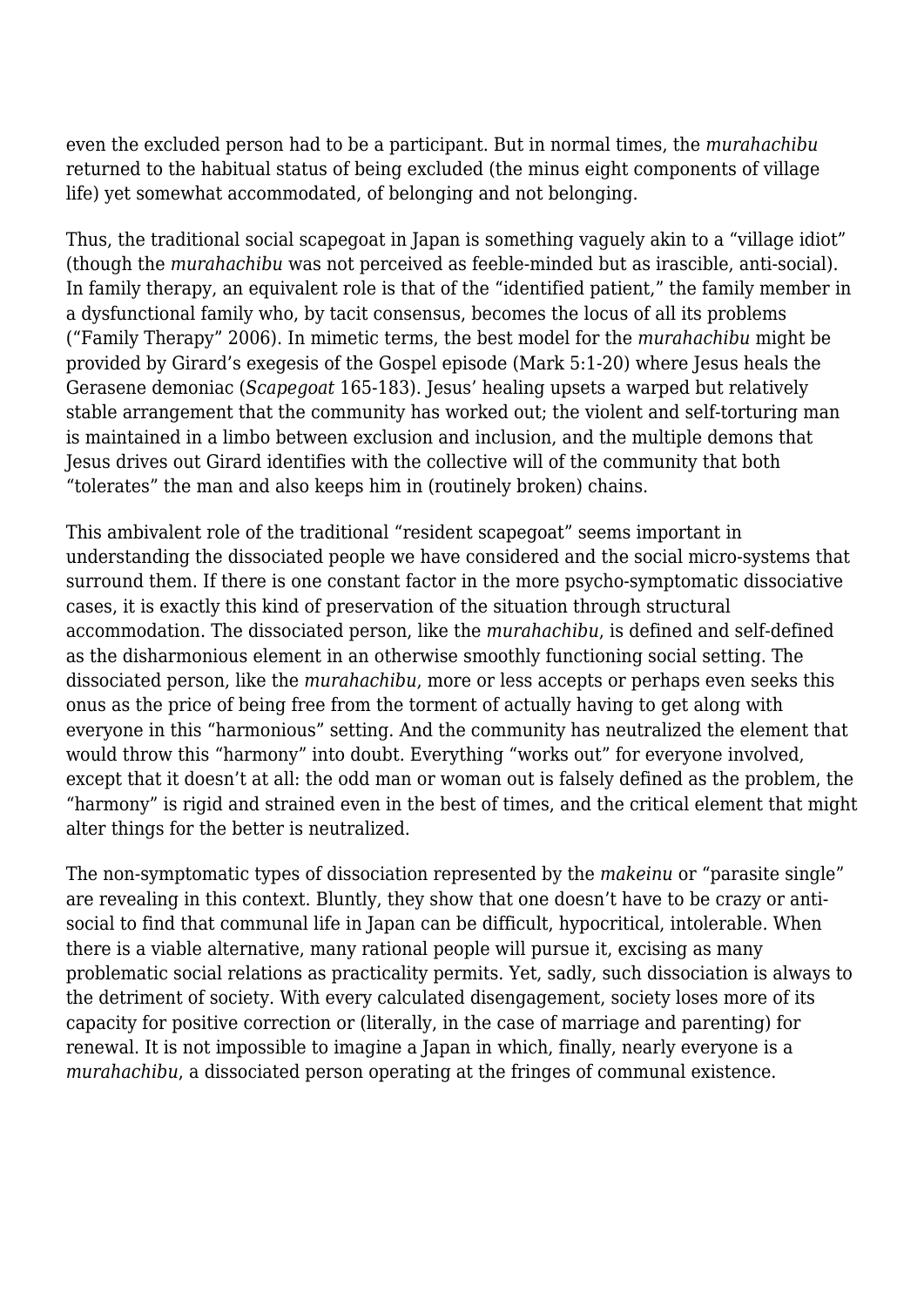even the excluded person had to be a participant. But in normal times, the *murahachibu* returned to the habitual status of being excluded (the minus eight components of village life) yet somewhat accommodated, of belonging and not belonging.

Thus, the traditional social scapegoat in Japan is something vaguely akin to a "village idiot" (though the *murahachibu* was not perceived as feeble-minded but as irascible, anti-social). In family therapy, an equivalent role is that of the "identified patient," the family member in a dysfunctional family who, by tacit consensus, becomes the locus of all its problems ("Family Therapy" 2006). In mimetic terms, the best model for the *murahachibu* might be provided by Girard's exegesis of the Gospel episode (Mark 5:1-20) where Jesus heals the Gerasene demoniac (*Scapegoat* 165-183). Jesus' healing upsets a warped but relatively stable arrangement that the community has worked out; the violent and self-torturing man is maintained in a limbo between exclusion and inclusion, and the multiple demons that Jesus drives out Girard identifies with the collective will of the community that both "tolerates" the man and also keeps him in (routinely broken) chains.

This ambivalent role of the traditional "resident scapegoat" seems important in understanding the dissociated people we have considered and the social micro-systems that surround them. If there is one constant factor in the more psycho-symptomatic dissociative cases, it is exactly this kind of preservation of the situation through structural accommodation. The dissociated person, like the *murahachibu*, is defined and self-defined as the disharmonious element in an otherwise smoothly functioning social setting. The dissociated person, like the *murahachibu*, more or less accepts or perhaps even seeks this onus as the price of being free from the torment of actually having to get along with everyone in this "harmonious" setting. And the community has neutralized the element that would throw this "harmony" into doubt. Everything "works out" for everyone involved, except that it doesn't at all: the odd man or woman out is falsely defined as the problem, the "harmony" is rigid and strained even in the best of times, and the critical element that might alter things for the better is neutralized.

The non-symptomatic types of dissociation represented by the *makeinu* or "parasite single" are revealing in this context. Bluntly, they show that one doesn't have to be crazy or anti-social to find that communal life in Japan can be difficult, hypocritical, intolerable. When there is a viable alternative, many rational people will pursue it, excising as many problematic social relations as practicality permits. Yet, sadly, such dissociation is always to the detriment of society. With every calculated disengagement, society loses more of its capacity for positive correction or (literally, in the case of marriage and parenting) for renewal. It is not impossible to imagine a Japan in which, finally, nearly everyone is a *murahachibu*, a dissociated person operating at the fringes of communal existence.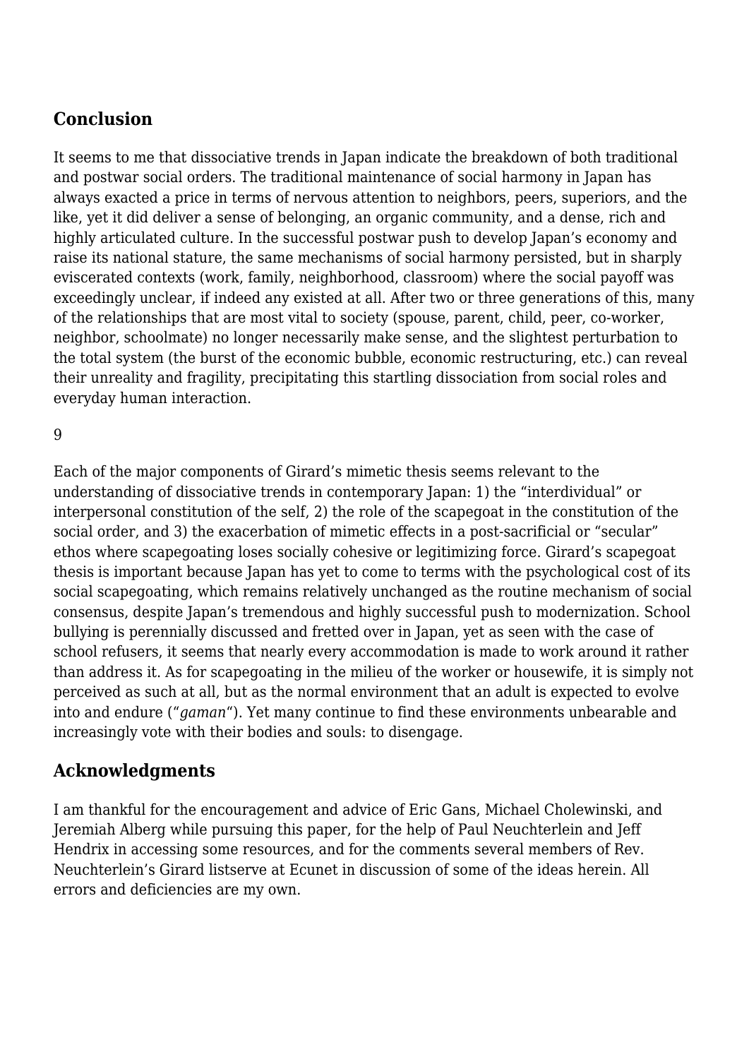## Conclusion

It seems to me that dissociative trends in Japan indicate the breakdown of both traditional and postwar social orders. The traditional maintenance of social harmony in Japan has always exacted a price in terms of nervous attention to neighbors, peers, superiors, and the like, yet it did deliver a sense of belonging, an organic community, and a dense, rich and highly articulated culture. In the successful postwar push to develop Japan's economy and raise its national stature, the same mechanisms of social harmony persisted, but in sharply eviscerated contexts (work, family, neighborhood, classroom) where the social payoff was exceedingly unclear, if indeed any existed at all. After two or three generations of this, many of the relationships that are most vital to society (spouse, parent, child, peer, co-worker, neighbor, schoolmate) no longer necessarily make sense, and the slightest perturbation to the total system (the burst of the economic bubble, economic restructuring, etc.) can reveal their unreality and fragility, precipitating this startling dissociation from social roles and everyday human interaction.

9

Each of the major components of Girard's mimetic thesis seems relevant to the understanding of dissociative trends in contemporary Japan: 1) the "interdividual" or interpersonal constitution of the self, 2) the role of the scapegoat in the constitution of the social order, and 3) the exacerbation of mimetic effects in a post-sacrificial or "secular" ethos where scapegoating loses socially cohesive or legitimizing force. Girard's scapegoat thesis is important because Japan has yet to come to terms with the psychological cost of its social scapegoating, which remains relatively unchanged as the routine mechanism of social consensus, despite Japan's tremendous and highly successful push to modernization. School bullying is perennially discussed and fretted over in Japan, yet as seen with the case of school refusers, it seems that nearly every accommodation is made to work around it rather than address it. As for scapegoating in the milieu of the worker or housewife, it is simply not perceived as such at all, but as the normal environment that an adult is expected to evolve into and endure ("*gaman*"). Yet many continue to find these environments unbearable and increasingly vote with their bodies and souls: to disengage.

## Acknowledgments

I am thankful for the encouragement and advice of Eric Gans, Michael Cholewinski, and Jeremiah Alberg while pursuing this paper, for the help of Paul Neuchterlein and Jeff Hendrix in accessing some resources, and for the comments several members of Rev. Neuchterlein's Girard listserve at Ecunet in discussion of some of the ideas herein. All errors and deficiencies are my own.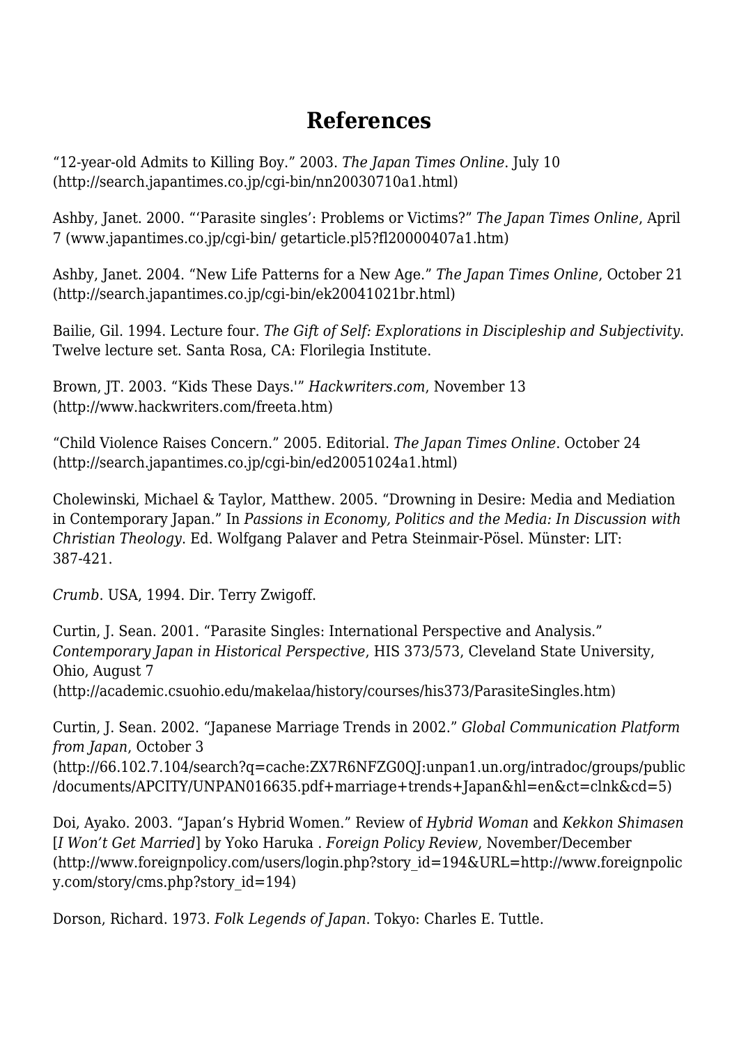# References

"12-year-old Admits to Killing Boy." 2003. *The Japan Times Online*. July 10 (http://search.japantimes.co.jp/cgi-bin/nn20030710a1.html)

Ashby, Janet. 2000. "'Parasite singles': Problems or Victims?" *The Japan Times Online*, April 7 (www.japantimes.co.jp/cgi-bin/ getarticle.pl5?fl20000407a1.htm)

Ashby, Janet. 2004. "New Life Patterns for a New Age." *The Japan Times Online*, October 21 (http://search.japantimes.co.jp/cgi-bin/ek20041021br.html)

Bailie, Gil. 1994. Lecture four. *The Gift of Self: Explorations in Discipleship and Subjectivity*. Twelve lecture set. Santa Rosa, CA: Florilegia Institute.

Brown, JT. 2003. "Kids These Days.'" *Hackwriters.com*, November 13 (http://www.hackwriters.com/freeta.htm)

"Child Violence Raises Concern." 2005. Editorial. *The Japan Times Online*. October 24 (http://search.japantimes.co.jp/cgi-bin/ed20051024a1.html)

Cholewinski, Michael & Taylor, Matthew. 2005. "Drowning in Desire: Media and Mediation in Contemporary Japan." In *Passions in Economy, Politics and the Media: In Discussion with Christian Theology*. Ed. Wolfgang Palaver and Petra Steinmair-Pösel. Münster: LIT: 387-421.

*Crumb*. USA, 1994. Dir. Terry Zwigoff.

Curtin, J. Sean. 2001. "Parasite Singles: International Perspective and Analysis." *Contemporary Japan in Historical Perspective*, HIS 373/573, Cleveland State University, Ohio, August 7 (http://academic.csuohio.edu/makelaa/history/courses/his373/ParasiteSingles.htm)

Curtin, J. Sean. 2002. "Japanese Marriage Trends in 2002." *Global Communication Platform from Japan*, October 3 (http://66.102.7.104/search?q=cache:ZX7R6NFZG0QJ:unpan1.un.org/intradoc/groups/public/documents/APCITY/UNPAN016635.pdf+marriage+trends+Japan&hl=en&ct=clnk&cd=5)

Doi, Ayako. 2003. "Japan's Hybrid Women." Review of *Hybrid Woman* and *Kekkon Shimasen* [*I Won't Get Married*] by Yoko Haruka . *Foreign Policy Review*, November/December (http://www.foreignpolicy.com/users/login.php?story_id=194&URL=http://www.foreignpolicy.com/story/cms.php?story_id=194)

Dorson, Richard. 1973. *Folk Legends of Japan*. Tokyo: Charles E. Tuttle.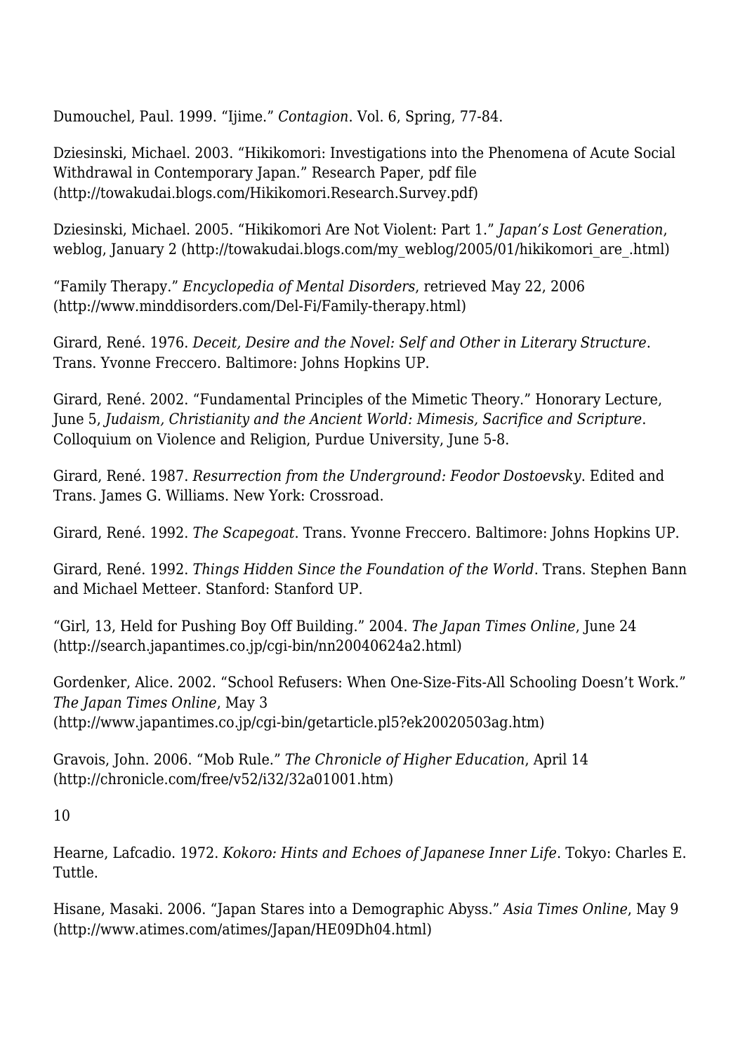Dumouchel, Paul. 1999. “Ijime.” *Contagion*. Vol. 6, Spring, 77-84.

Dziesinski, Michael. 2003. “Hikikomori: Investigations into the Phenomena of Acute Social Withdrawal in Contemporary Japan.” Research Paper, pdf file (http://towakudai.blogs.com/Hikikomori.Research.Survey.pdf)

Dziesinski, Michael. 2005. “Hikikomori Are Not Violent: Part 1.” *Japan’s Lost Generation*, weblog, January 2 (http://towakudai.blogs.com/my_weblog/2005/01/hikikomori_are_.html)

“Family Therapy.” *Encyclopedia of Mental Disorders*, retrieved May 22, 2006 (http://www.minddisorders.com/Del-Fi/Family-therapy.html)

Girard, René. 1976. *Deceit, Desire and the Novel: Self and Other in Literary Structure*. Trans. Yvonne Freccero. Baltimore: Johns Hopkins UP.

Girard, René. 2002. “Fundamental Principles of the Mimetic Theory.” Honorary Lecture, June 5, *Judaism, Christianity and the Ancient World: Mimesis, Sacrifice and Scripture*. Colloquium on Violence and Religion, Purdue University, June 5-8.

Girard, René. 1987. *Resurrection from the Underground: Feodor Dostoevsky*. Edited and Trans. James G. Williams. New York: Crossroad.

Girard, René. 1992. *The Scapegoat*. Trans. Yvonne Freccero. Baltimore: Johns Hopkins UP.

Girard, René. 1992. *Things Hidden Since the Foundation of the World*. Trans. Stephen Bann and Michael Metteer. Stanford: Stanford UP.

“Girl, 13, Held for Pushing Boy Off Building.” 2004. *The Japan Times Online*, June 24 (http://search.japantimes.co.jp/cgi-bin/nn20040624a2.html)

Gordenker, Alice. 2002. “School Refusers: When One-Size-Fits-All Schooling Doesn’t Work.” *The Japan Times Online*, May 3 (http://www.japantimes.co.jp/cgi-bin/getarticle.pl5?ek20020503ag.htm)

Gravois, John. 2006. “Mob Rule.” *The Chronicle of Higher Education*, April 14 (http://chronicle.com/free/v52/i32/32a01001.htm)

Hearne, Lafcadio. 1972. *Kokoro: Hints and Echoes of Japanese Inner Life*. Tokyo: Charles E. Tuttle.

Hisane, Masaki. 2006. “Japan Stares into a Demographic Abyss.” *Asia Times Online*, May 9 (http://www.atimes.com/atimes/Japan/HE09Dh04.html)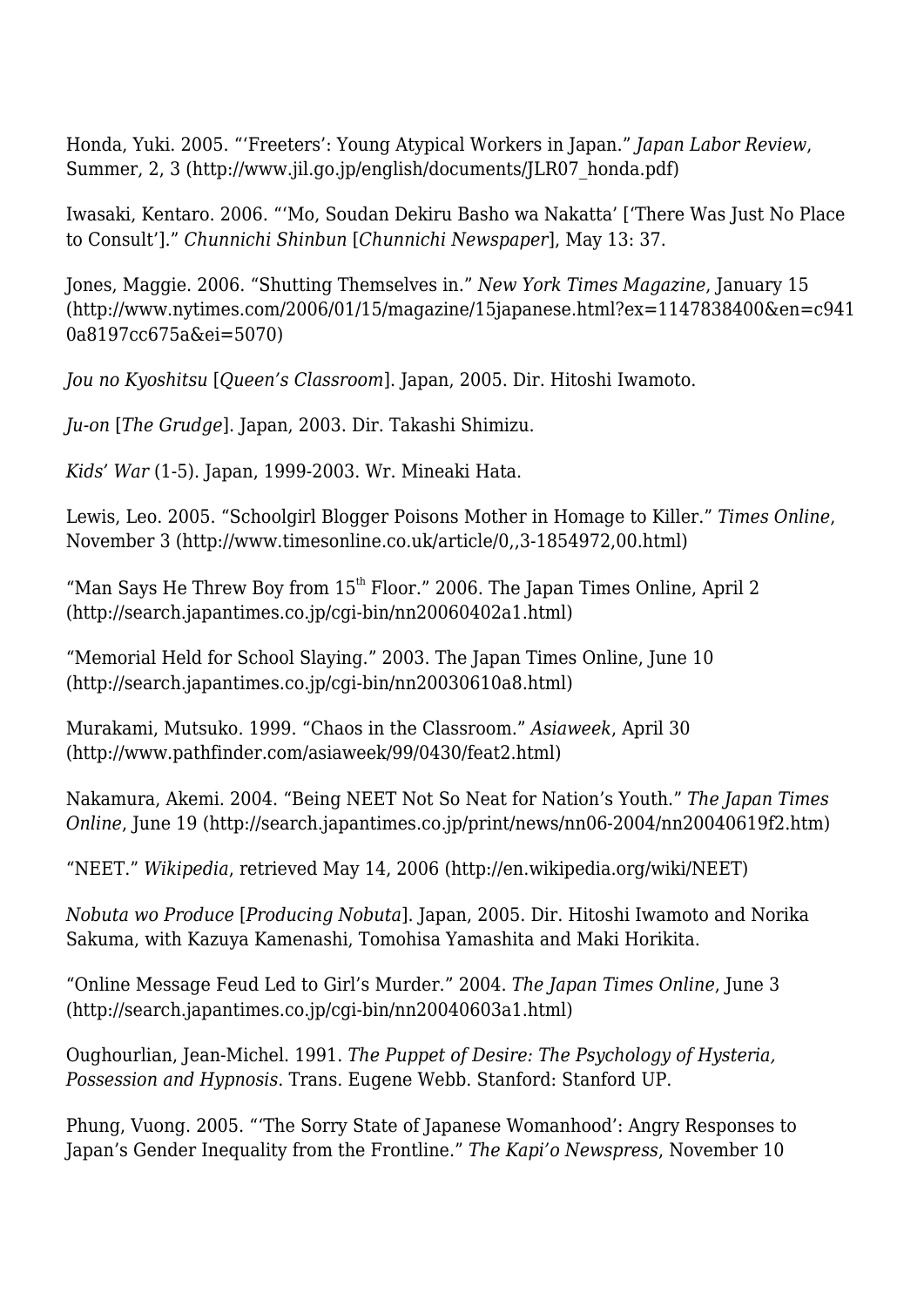Honda, Yuki. 2005. "'Freeters': Young Atypical Workers in Japan." *Japan Labor Review*, Summer, 2, 3 (http://www.jil.go.jp/english/documents/JLR07_honda.pdf)

Iwasaki, Kentaro. 2006. "'Mo, Soudan Dekiru Basho wa Nakatta' ['There Was Just No Place to Consult']." *Chunnichi Shinbun* [*Chunnichi Newspaper*], May 13: 37.

Jones, Maggie. 2006. "Shutting Themselves in." *New York Times Magazine*, January 15 (http://www.nytimes.com/2006/01/15/magazine/15japanese.html?ex=1147838400&en=c9410a8197cc675a&ei=5070)

*Jou no Kyoshitsu* [*Queen's Classroom*]. Japan, 2005. Dir. Hitoshi Iwamoto.

*Ju-on* [*The Grudge*]. Japan, 2003. Dir. Takashi Shimizu.

*Kids' War* (1-5). Japan, 1999-2003. Wr. Mineaki Hata.

Lewis, Leo. 2005. "Schoolgirl Blogger Poisons Mother in Homage to Killer." *Times Online*, November 3 (http://www.timesonline.co.uk/article/0,,3-1854972,00.html)

"Man Says He Threw Boy from 15th Floor." 2006. The Japan Times Online, April 2 (http://search.japantimes.co.jp/cgi-bin/nn20060402a1.html)

"Memorial Held for School Slaying." 2003. The Japan Times Online, June 10 (http://search.japantimes.co.jp/cgi-bin/nn20030610a8.html)

Murakami, Mutsuko. 1999. "Chaos in the Classroom." *Asiaweek*, April 30 (http://www.pathfinder.com/asiaweek/99/0430/feat2.html)

Nakamura, Akemi. 2004. "Being NEET Not So Neat for Nation's Youth." *The Japan Times Online*, June 19 (http://search.japantimes.co.jp/print/news/nn06-2004/nn20040619f2.htm)

"NEET." *Wikipedia*, retrieved May 14, 2006 (http://en.wikipedia.org/wiki/NEET)

*Nobuta wo Produce* [*Producing Nobuta*]. Japan, 2005. Dir. Hitoshi Iwamoto and Norika Sakuma, with Kazuya Kamenashi, Tomohisa Yamashita and Maki Horikita.

"Online Message Feud Led to Girl's Murder." 2004. *The Japan Times Online*, June 3 (http://search.japantimes.co.jp/cgi-bin/nn20040603a1.html)

Oughourlian, Jean-Michel. 1991. *The Puppet of Desire: The Psychology of Hysteria, Possession and Hypnosis*. Trans. Eugene Webb. Stanford: Stanford UP.

Phung, Vuong. 2005. "'The Sorry State of Japanese Womanhood': Angry Responses to Japan's Gender Inequality from the Frontline." *The Kapi'o Newspress*, November 10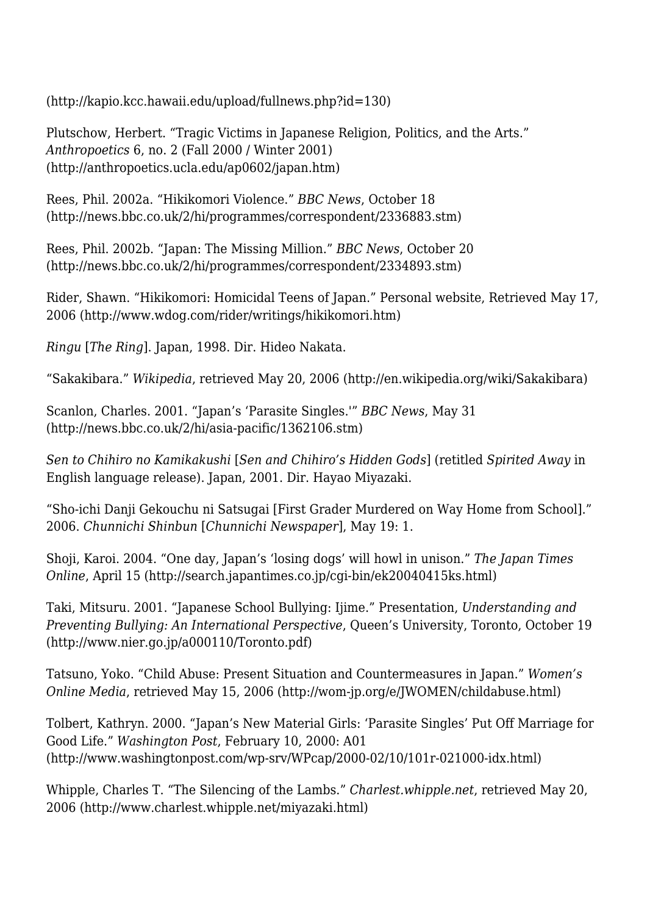(http://kapio.kcc.hawaii.edu/upload/fullnews.php?id=130)

Plutschow, Herbert. "Tragic Victims in Japanese Religion, Politics, and the Arts." *Anthropoetics* 6, no. 2 (Fall 2000 / Winter 2001) (http://anthropoetics.ucla.edu/ap0602/japan.htm)

Rees, Phil. 2002a. "Hikikomori Violence." *BBC News*, October 18 (http://news.bbc.co.uk/2/hi/programmes/correspondent/2336883.stm)

Rees, Phil. 2002b. "Japan: The Missing Million." *BBC News*, October 20 (http://news.bbc.co.uk/2/hi/programmes/correspondent/2334893.stm)

Rider, Shawn. "Hikikomori: Homicidal Teens of Japan." Personal website, Retrieved May 17, 2006 (http://www.wdog.com/rider/writings/hikikomori.htm)

*Ringu* [*The Ring*]. Japan, 1998. Dir. Hideo Nakata.

"Sakakibara." *Wikipedia*, retrieved May 20, 2006 (http://en.wikipedia.org/wiki/Sakakibara)

Scanlon, Charles. 2001. "Japan's 'Parasite Singles.'" *BBC News*, May 31 (http://news.bbc.co.uk/2/hi/asia-pacific/1362106.stm)

*Sen to Chihiro no Kamikakushi* [*Sen and Chihiro's Hidden Gods*] (retitled *Spirited Away* in English language release). Japan, 2001. Dir. Hayao Miyazaki.

"Sho-ichi Danji Gekouchu ni Satsugai [First Grader Murdered on Way Home from School]." 2006. *Chunnichi Shinbun* [*Chunnichi Newspaper*], May 19: 1.

Shoji, Karoi. 2004. "One day, Japan's 'losing dogs' will howl in unison." *The Japan Times Online*, April 15 (http://search.japantimes.co.jp/cgi-bin/ek20040415ks.html)

Taki, Mitsuru. 2001. "Japanese School Bullying: Ijime." Presentation, *Understanding and Preventing Bullying: An International Perspective*, Queen's University, Toronto, October 19 (http://www.nier.go.jp/a000110/Toronto.pdf)

Tatsuno, Yoko. "Child Abuse: Present Situation and Countermeasures in Japan." *Women's Online Media*, retrieved May 15, 2006 (http://wom-jp.org/e/JWOMEN/childabuse.html)

Tolbert, Kathryn. 2000. "Japan's New Material Girls: 'Parasite Singles' Put Off Marriage for Good Life." *Washington Post*, February 10, 2000: A01 (http://www.washingtonpost.com/wp-srv/WPcap/2000-02/10/101r-021000-idx.html)

Whipple, Charles T. "The Silencing of the Lambs." *Charlest.whipple.net*, retrieved May 20, 2006 (http://www.charlest.whipple.net/miyazaki.html)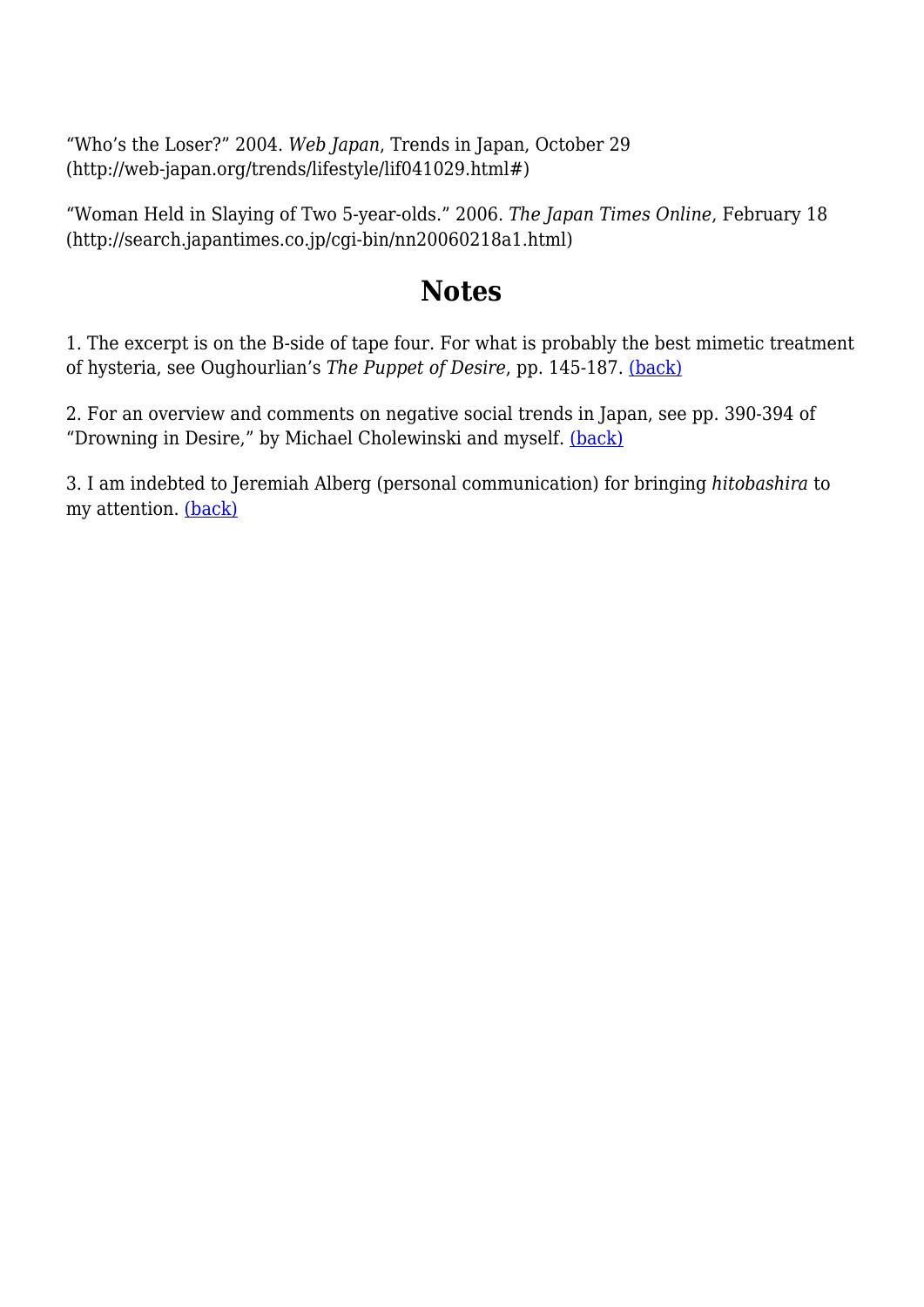"Who's the Loser?" 2004. *Web Japan*, Trends in Japan, October 29 (http://web-japan.org/trends/lifestyle/lif041029.html#)

"Woman Held in Slaying of Two 5-year-olds." 2006. *The Japan Times Online*, February 18 (http://search.japantimes.co.jp/cgi-bin/nn20060218a1.html)

## Notes

1. The excerpt is on the B-side of tape four. For what is probably the best mimetic treatment of hysteria, see Oughourlian's *The Puppet of Desire*, pp. 145-187. (back)

2. For an overview and comments on negative social trends in Japan, see pp. 390-394 of "Drowning in Desire," by Michael Cholewinski and myself. (back)

3. I am indebted to Jeremiah Alberg (personal communication) for bringing *hitobashira* to my attention. (back)